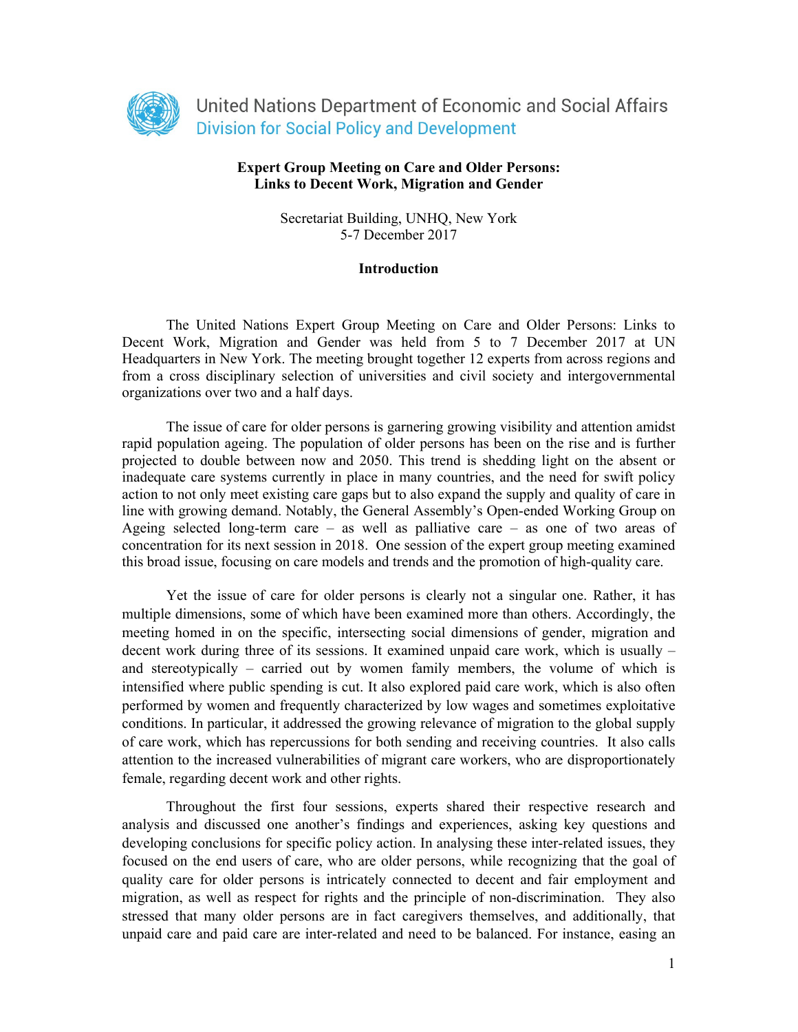United Nations Department of Economic and Social Affairs
Division for Social Policy and Development

**Expert Group Meeting on Care and Older Persons:**
**Links to Decent Work, Migration and Gender**

Secretariat Building, UNHQ, New York
5-7 December 2017

## Introduction

The United Nations Expert Group Meeting on Care and Older Persons: Links to Decent Work, Migration and Gender was held from 5 to 7 December 2017 at UN Headquarters in New York. The meeting brought together 12 experts from across regions and from a cross disciplinary selection of universities and civil society and intergovernmental organizations over two and a half days.

The issue of care for older persons is garnering growing visibility and attention amidst rapid population ageing. The population of older persons has been on the rise and is further projected to double between now and 2050. This trend is shedding light on the absent or inadequate care systems currently in place in many countries, and the need for swift policy action to not only meet existing care gaps but to also expand the supply and quality of care in line with growing demand. Notably, the General Assembly's Open-ended Working Group on Ageing selected long-term care – as well as palliative care – as one of two areas of concentration for its next session in 2018. One session of the expert group meeting examined this broad issue, focusing on care models and trends and the promotion of high-quality care.

Yet the issue of care for older persons is clearly not a singular one. Rather, it has multiple dimensions, some of which have been examined more than others. Accordingly, the meeting homed in on the specific, intersecting social dimensions of gender, migration and decent work during three of its sessions. It examined unpaid care work, which is usually – and stereotypically – carried out by women family members, the volume of which is intensified where public spending is cut. It also explored paid care work, which is also often performed by women and frequently characterized by low wages and sometimes exploitative conditions. In particular, it addressed the growing relevance of migration to the global supply of care work, which has repercussions for both sending and receiving countries. It also calls attention to the increased vulnerabilities of migrant care workers, who are disproportionately female, regarding decent work and other rights.

Throughout the first four sessions, experts shared their respective research and analysis and discussed one another's findings and experiences, asking key questions and developing conclusions for specific policy action. In analysing these inter-related issues, they focused on the end users of care, who are older persons, while recognizing that the goal of quality care for older persons is intricately connected to decent and fair employment and migration, as well as respect for rights and the principle of non-discrimination. They also stressed that many older persons are in fact caregivers themselves, and additionally, that unpaid care and paid care are inter-related and need to be balanced. For instance, easing an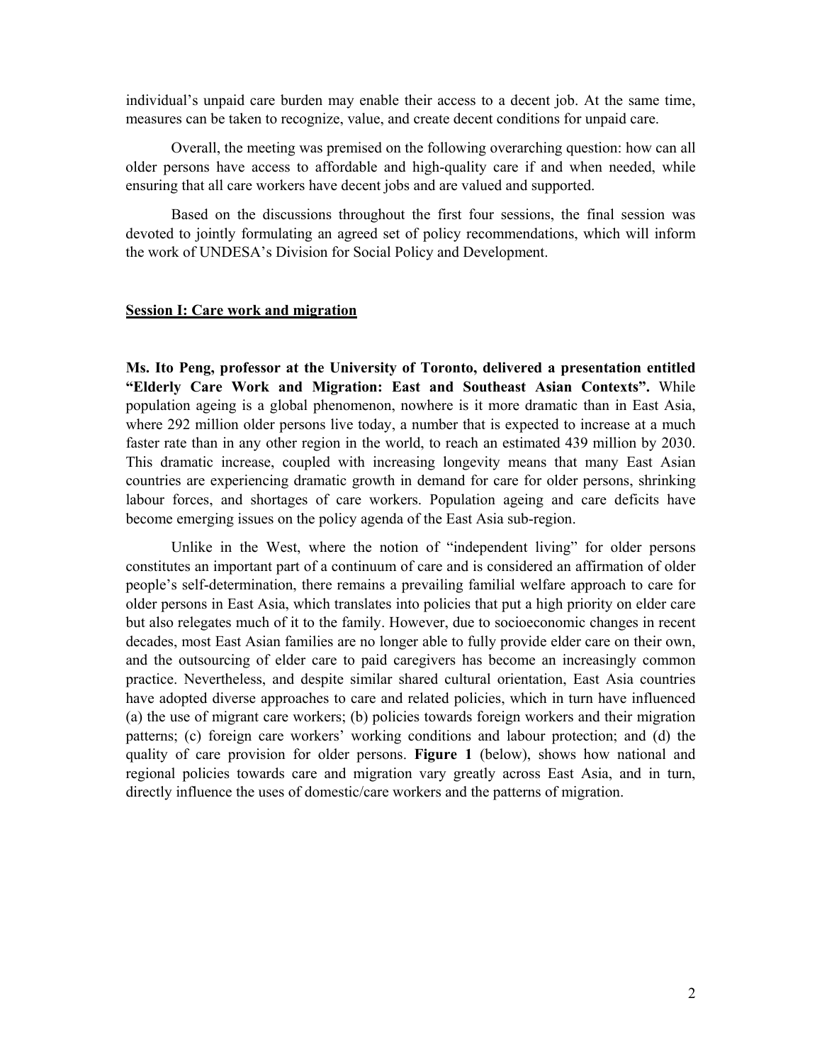individual's unpaid care burden may enable their access to a decent job. At the same time, measures can be taken to recognize, value, and create decent conditions for unpaid care.

Overall, the meeting was premised on the following overarching question: how can all older persons have access to affordable and high-quality care if and when needed, while ensuring that all care workers have decent jobs and are valued and supported.

Based on the discussions throughout the first four sessions, the final session was devoted to jointly formulating an agreed set of policy recommendations, which will inform the work of UNDESA's Division for Social Policy and Development.

## Session I: Care work and migration

**Ms. Ito Peng, professor at the University of Toronto, delivered a presentation entitled "Elderly Care Work and Migration: East and Southeast Asian Contexts".** While population ageing is a global phenomenon, nowhere is it more dramatic than in East Asia, where 292 million older persons live today, a number that is expected to increase at a much faster rate than in any other region in the world, to reach an estimated 439 million by 2030. This dramatic increase, coupled with increasing longevity means that many East Asian countries are experiencing dramatic growth in demand for care for older persons, shrinking labour forces, and shortages of care workers. Population ageing and care deficits have become emerging issues on the policy agenda of the East Asia sub-region.

Unlike in the West, where the notion of "independent living" for older persons constitutes an important part of a continuum of care and is considered an affirmation of older people's self-determination, there remains a prevailing familial welfare approach to care for older persons in East Asia, which translates into policies that put a high priority on elder care but also relegates much of it to the family. However, due to socioeconomic changes in recent decades, most East Asian families are no longer able to fully provide elder care on their own, and the outsourcing of elder care to paid caregivers has become an increasingly common practice. Nevertheless, and despite similar shared cultural orientation, East Asia countries have adopted diverse approaches to care and related policies, which in turn have influenced (a) the use of migrant care workers; (b) policies towards foreign workers and their migration patterns; (c) foreign care workers' working conditions and labour protection; and (d) the quality of care provision for older persons. **Figure 1** (below), shows how national and regional policies towards care and migration vary greatly across East Asia, and in turn, directly influence the uses of domestic/care workers and the patterns of migration.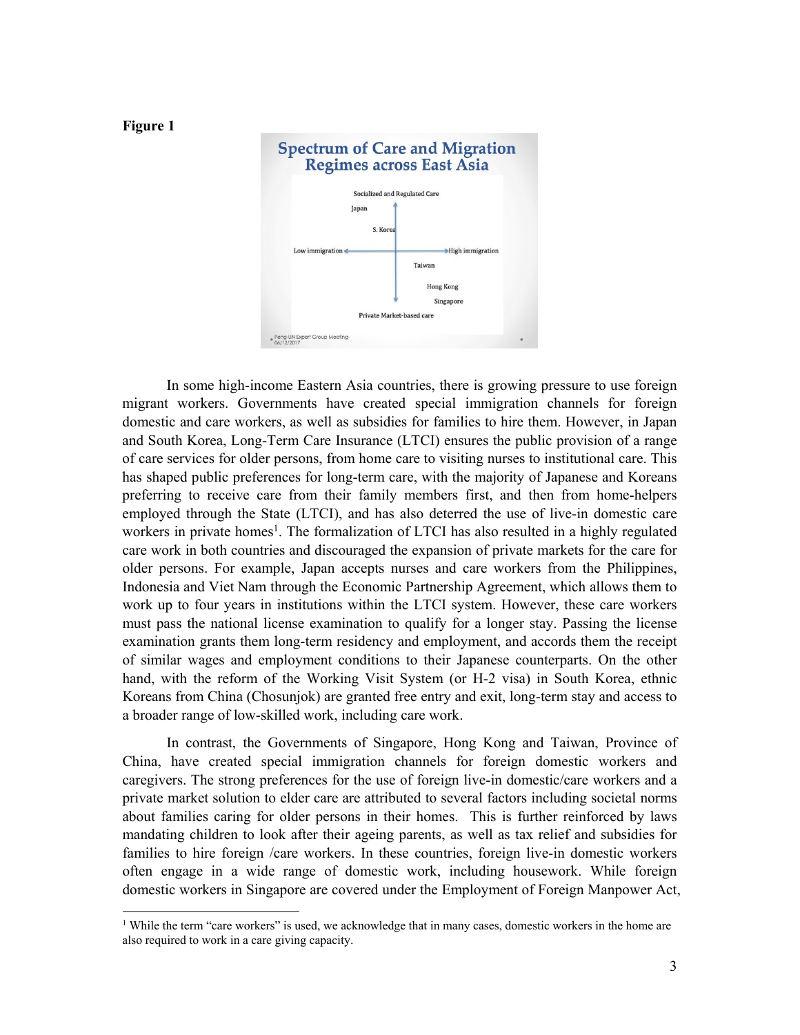**Figure 1**

Spectrum of Care and Migration Regimes across East Asia

Socialized and Regulated Care

Japan

S. Korea

Low immigration

High immigration

Taiwan

Hong Kong

Singapore

Private Market-based care

Peng-UN Expert Group Meeting-06/12/2017

In some high-income Eastern Asia countries, there is growing pressure to use foreign migrant workers. Governments have created special immigration channels for foreign domestic and care workers, as well as subsidies for families to hire them. However, in Japan and South Korea, Long-Term Care Insurance (LTCI) ensures the public provision of a range of care services for older persons, from home care to visiting nurses to institutional care. This has shaped public preferences for long-term care, with the majority of Japanese and Koreans preferring to receive care from their family members first, and then from home-helpers employed through the State (LTCI), and has also deterred the use of live-in domestic care workers in private homes[1]. The formalization of LTCI has also resulted in a highly regulated care work in both countries and discouraged the expansion of private markets for the care for older persons. For example, Japan accepts nurses and care workers from the Philippines, Indonesia and Viet Nam through the Economic Partnership Agreement, which allows them to work up to four years in institutions within the LTCI system. However, these care workers must pass the national license examination to qualify for a longer stay. Passing the license examination grants them long-term residency and employment, and accords them the receipt of similar wages and employment conditions to their Japanese counterparts. On the other hand, with the reform of the Working Visit System (or H-2 visa) in South Korea, ethnic Koreans from China (Chosunjok) are granted free entry and exit, long-term stay and access to a broader range of low-skilled work, including care work.

In contrast, the Governments of Singapore, Hong Kong and Taiwan, Province of China, have created special immigration channels for foreign domestic workers and caregivers. The strong preferences for the use of foreign live-in domestic/care workers and a private market solution to elder care are attributed to several factors including societal norms about families caring for older persons in their homes. This is further reinforced by laws mandating children to look after their ageing parents, as well as tax relief and subsidies for families to hire foreign /care workers. In these countries, foreign live-in domestic workers often engage in a wide range of domestic work, including housework. While foreign domestic workers in Singapore are covered under the Employment of Foreign Manpower Act,

[1] While the term "care workers" is used, we acknowledge that in many cases, domestic workers in the home are also required to work in a care giving capacity.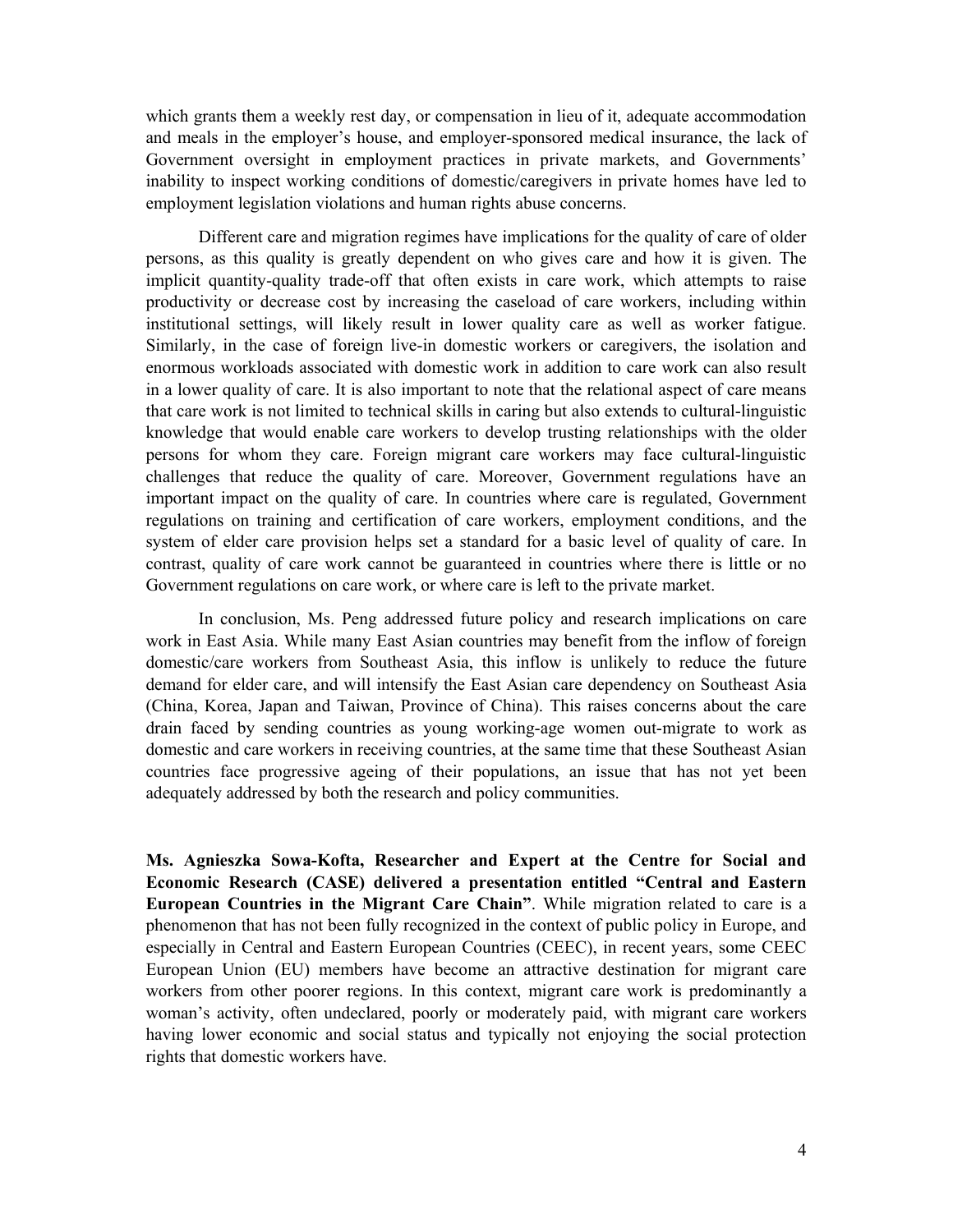which grants them a weekly rest day, or compensation in lieu of it, adequate accommodation and meals in the employer's house, and employer-sponsored medical insurance, the lack of Government oversight in employment practices in private markets, and Governments' inability to inspect working conditions of domestic/caregivers in private homes have led to employment legislation violations and human rights abuse concerns.

Different care and migration regimes have implications for the quality of care of older persons, as this quality is greatly dependent on who gives care and how it is given. The implicit quantity-quality trade-off that often exists in care work, which attempts to raise productivity or decrease cost by increasing the caseload of care workers, including within institutional settings, will likely result in lower quality care as well as worker fatigue. Similarly, in the case of foreign live-in domestic workers or caregivers, the isolation and enormous workloads associated with domestic work in addition to care work can also result in a lower quality of care. It is also important to note that the relational aspect of care means that care work is not limited to technical skills in caring but also extends to cultural-linguistic knowledge that would enable care workers to develop trusting relationships with the older persons for whom they care. Foreign migrant care workers may face cultural-linguistic challenges that reduce the quality of care. Moreover, Government regulations have an important impact on the quality of care. In countries where care is regulated, Government regulations on training and certification of care workers, employment conditions, and the system of elder care provision helps set a standard for a basic level of quality of care. In contrast, quality of care work cannot be guaranteed in countries where there is little or no Government regulations on care work, or where care is left to the private market.

In conclusion, Ms. Peng addressed future policy and research implications on care work in East Asia. While many East Asian countries may benefit from the inflow of foreign domestic/care workers from Southeast Asia, this inflow is unlikely to reduce the future demand for elder care, and will intensify the East Asian care dependency on Southeast Asia (China, Korea, Japan and Taiwan, Province of China). This raises concerns about the care drain faced by sending countries as young working-age women out-migrate to work as domestic and care workers in receiving countries, at the same time that these Southeast Asian countries face progressive ageing of their populations, an issue that has not yet been adequately addressed by both the research and policy communities.

**Ms. Agnieszka Sowa-Kofta, Researcher and Expert at the Centre for Social and Economic Research (CASE) delivered a presentation entitled "Central and Eastern European Countries in the Migrant Care Chain"**. While migration related to care is a phenomenon that has not been fully recognized in the context of public policy in Europe, and especially in Central and Eastern European Countries (CEEC), in recent years, some CEEC European Union (EU) members have become an attractive destination for migrant care workers from other poorer regions. In this context, migrant care work is predominantly a woman's activity, often undeclared, poorly or moderately paid, with migrant care workers having lower economic and social status and typically not enjoying the social protection rights that domestic workers have.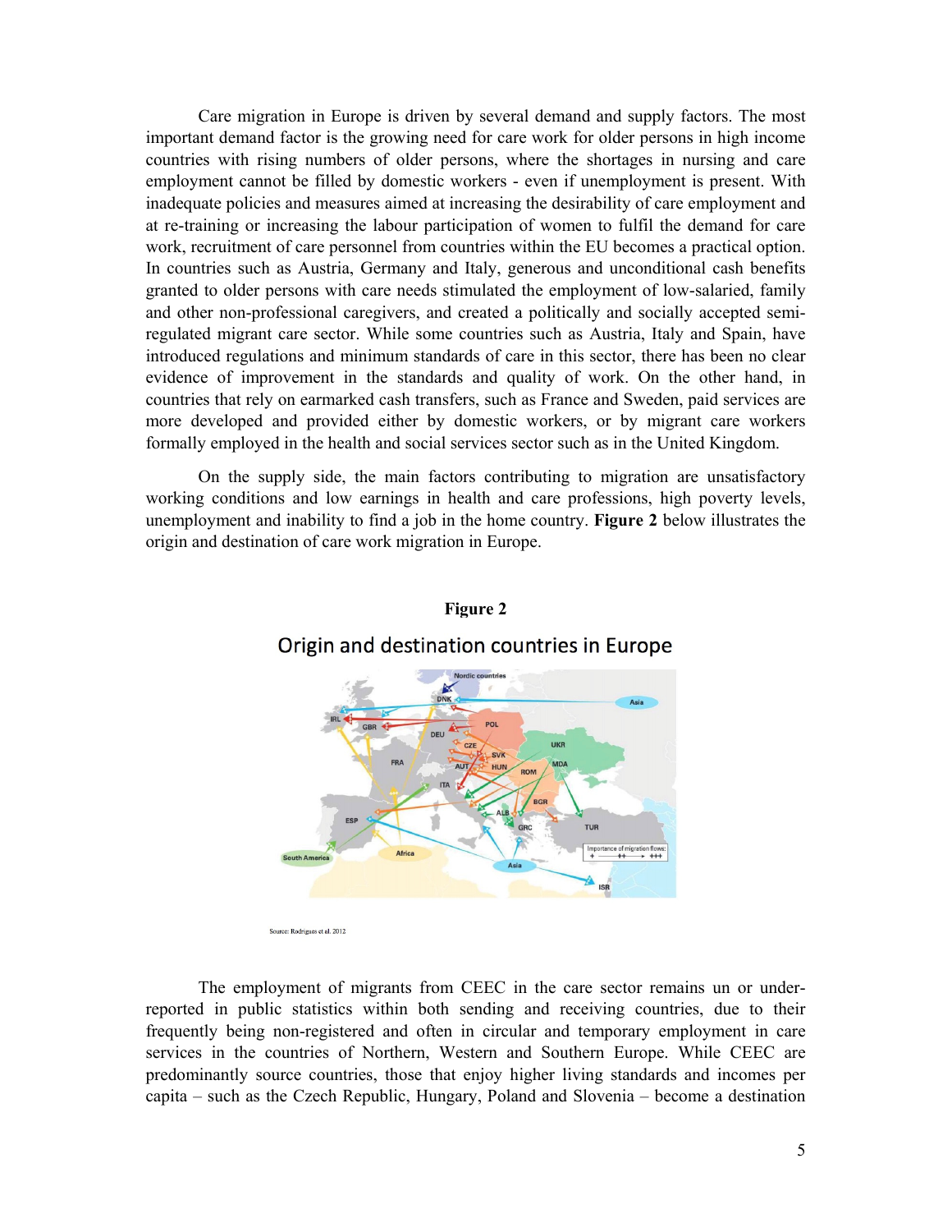Care migration in Europe is driven by several demand and supply factors. The most important demand factor is the growing need for care work for older persons in high income countries with rising numbers of older persons, where the shortages in nursing and care employment cannot be filled by domestic workers - even if unemployment is present. With inadequate policies and measures aimed at increasing the desirability of care employment and at re-training or increasing the labour participation of women to fulfil the demand for care work, recruitment of care personnel from countries within the EU becomes a practical option. In countries such as Austria, Germany and Italy, generous and unconditional cash benefits granted to older persons with care needs stimulated the employment of low-salaried, family and other non-professional caregivers, and created a politically and socially accepted semi-regulated migrant care sector. While some countries such as Austria, Italy and Spain, have introduced regulations and minimum standards of care in this sector, there has been no clear evidence of improvement in the standards and quality of work. On the other hand, in countries that rely on earmarked cash transfers, such as France and Sweden, paid services are more developed and provided either by domestic workers, or by migrant care workers formally employed in the health and social services sector such as in the United Kingdom.

On the supply side, the main factors contributing to migration are unsatisfactory working conditions and low earnings in health and care professions, high poverty levels, unemployment and inability to find a job in the home country. **Figure 2** below illustrates the origin and destination of care work migration in Europe.

**Figure 2**

Origin and destination countries in Europe

Source: Rodrigues et al. 2012

The employment of migrants from CEEC in the care sector remains un or under-reported in public statistics within both sending and receiving countries, due to their frequently being non-registered and often in circular and temporary employment in care services in the countries of Northern, Western and Southern Europe. While CEEC are predominantly source countries, those that enjoy higher living standards and incomes per capita – such as the Czech Republic, Hungary, Poland and Slovenia – become a destination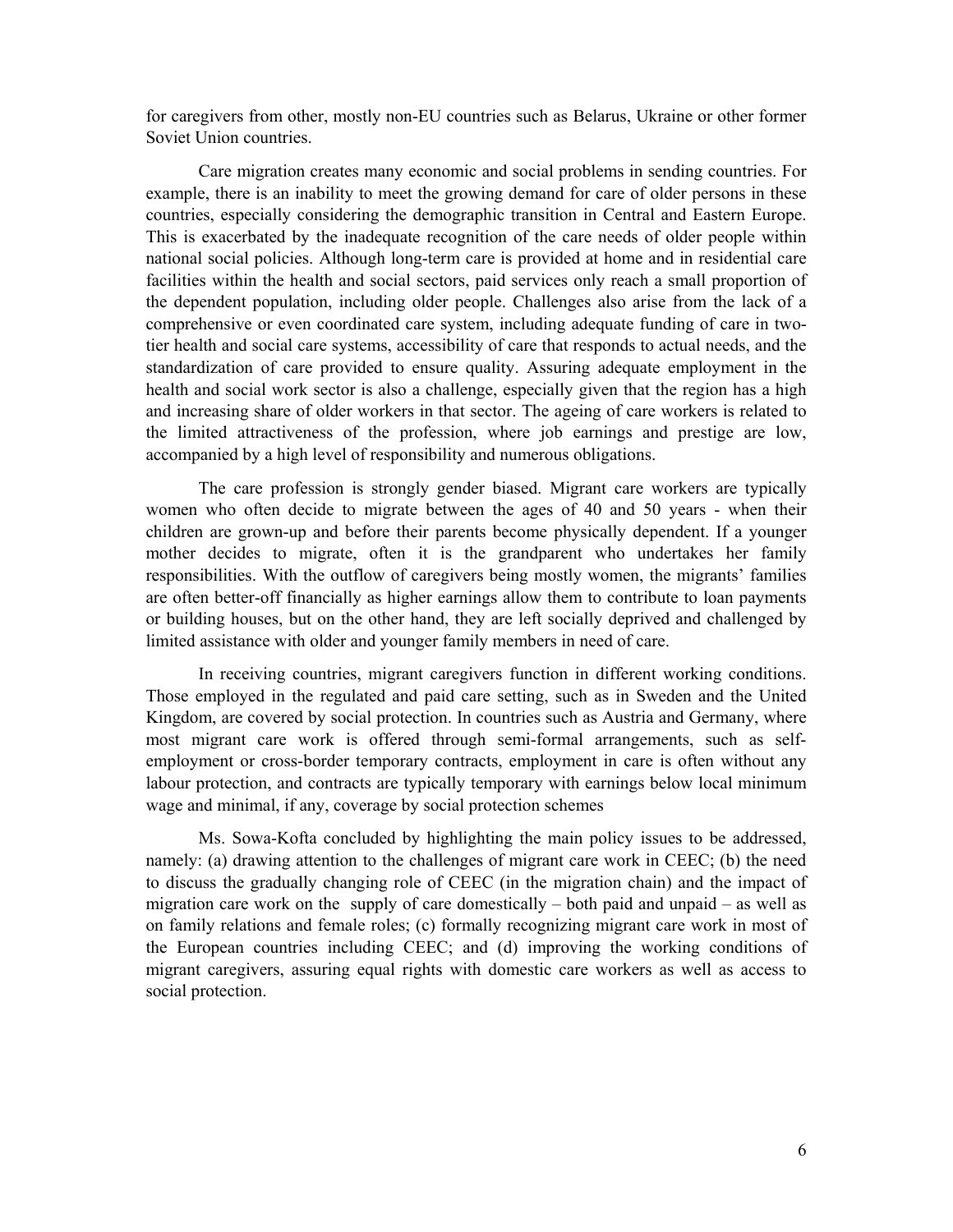for caregivers from other, mostly non-EU countries such as Belarus, Ukraine or other former Soviet Union countries.

Care migration creates many economic and social problems in sending countries. For example, there is an inability to meet the growing demand for care of older persons in these countries, especially considering the demographic transition in Central and Eastern Europe. This is exacerbated by the inadequate recognition of the care needs of older people within national social policies. Although long-term care is provided at home and in residential care facilities within the health and social sectors, paid services only reach a small proportion of the dependent population, including older people. Challenges also arise from the lack of a comprehensive or even coordinated care system, including adequate funding of care in two-tier health and social care systems, accessibility of care that responds to actual needs, and the standardization of care provided to ensure quality. Assuring adequate employment in the health and social work sector is also a challenge, especially given that the region has a high and increasing share of older workers in that sector. The ageing of care workers is related to the limited attractiveness of the profession, where job earnings and prestige are low, accompanied by a high level of responsibility and numerous obligations.

The care profession is strongly gender biased. Migrant care workers are typically women who often decide to migrate between the ages of 40 and 50 years - when their children are grown-up and before their parents become physically dependent. If a younger mother decides to migrate, often it is the grandparent who undertakes her family responsibilities. With the outflow of caregivers being mostly women, the migrants' families are often better-off financially as higher earnings allow them to contribute to loan payments or building houses, but on the other hand, they are left socially deprived and challenged by limited assistance with older and younger family members in need of care.

In receiving countries, migrant caregivers function in different working conditions. Those employed in the regulated and paid care setting, such as in Sweden and the United Kingdom, are covered by social protection. In countries such as Austria and Germany, where most migrant care work is offered through semi-formal arrangements, such as self-employment or cross-border temporary contracts, employment in care is often without any labour protection, and contracts are typically temporary with earnings below local minimum wage and minimal, if any, coverage by social protection schemes

Ms. Sowa-Kofta concluded by highlighting the main policy issues to be addressed, namely: (a) drawing attention to the challenges of migrant care work in CEEC; (b) the need to discuss the gradually changing role of CEEC (in the migration chain) and the impact of migration care work on the supply of care domestically – both paid and unpaid – as well as on family relations and female roles; (c) formally recognizing migrant care work in most of the European countries including CEEC; and (d) improving the working conditions of migrant caregivers, assuring equal rights with domestic care workers as well as access to social protection.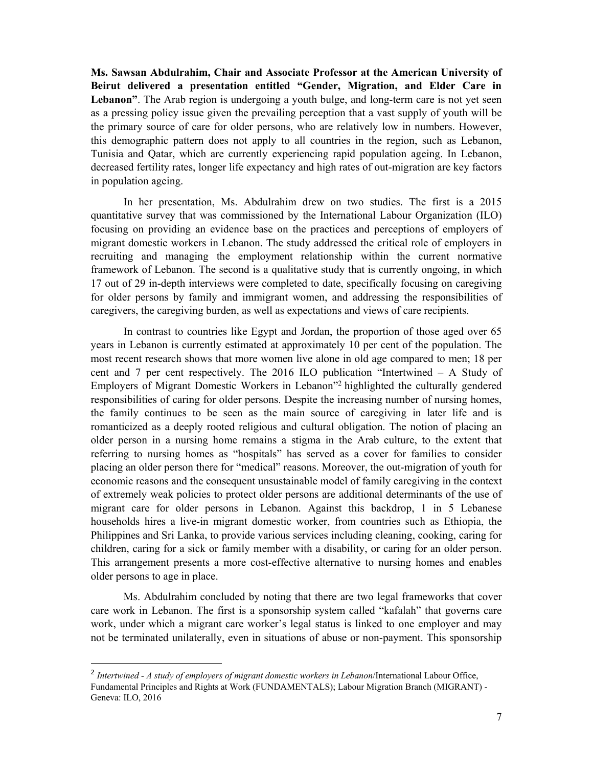**Ms. Sawsan Abdulrahim, Chair and Associate Professor at the American University of Beirut delivered a presentation entitled "Gender, Migration, and Elder Care in Lebanon"**. The Arab region is undergoing a youth bulge, and long-term care is not yet seen as a pressing policy issue given the prevailing perception that a vast supply of youth will be the primary source of care for older persons, who are relatively low in numbers. However, this demographic pattern does not apply to all countries in the region, such as Lebanon, Tunisia and Qatar, which are currently experiencing rapid population ageing. In Lebanon, decreased fertility rates, longer life expectancy and high rates of out-migration are key factors in population ageing.

In her presentation, Ms. Abdulrahim drew on two studies. The first is a 2015 quantitative survey that was commissioned by the International Labour Organization (ILO) focusing on providing an evidence base on the practices and perceptions of employers of migrant domestic workers in Lebanon. The study addressed the critical role of employers in recruiting and managing the employment relationship within the current normative framework of Lebanon. The second is a qualitative study that is currently ongoing, in which 17 out of 29 in-depth interviews were completed to date, specifically focusing on caregiving for older persons by family and immigrant women, and addressing the responsibilities of caregivers, the caregiving burden, as well as expectations and views of care recipients.

In contrast to countries like Egypt and Jordan, the proportion of those aged over 65 years in Lebanon is currently estimated at approximately 10 per cent of the population. The most recent research shows that more women live alone in old age compared to men; 18 per cent and 7 per cent respectively. The 2016 ILO publication "Intertwined – A Study of Employers of Migrant Domestic Workers in Lebanon"[2] highlighted the culturally gendered responsibilities of caring for older persons. Despite the increasing number of nursing homes, the family continues to be seen as the main source of caregiving in later life and is romanticized as a deeply rooted religious and cultural obligation. The notion of placing an older person in a nursing home remains a stigma in the Arab culture, to the extent that referring to nursing homes as "hospitals" has served as a cover for families to consider placing an older person there for "medical" reasons. Moreover, the out-migration of youth for economic reasons and the consequent unsustainable model of family caregiving in the context of extremely weak policies to protect older persons are additional determinants of the use of migrant care for older persons in Lebanon. Against this backdrop, 1 in 5 Lebanese households hires a live-in migrant domestic worker, from countries such as Ethiopia, the Philippines and Sri Lanka, to provide various services including cleaning, cooking, caring for children, caring for a sick or family member with a disability, or caring for an older person. This arrangement presents a more cost-effective alternative to nursing homes and enables older persons to age in place.

Ms. Abdulrahim concluded by noting that there are two legal frameworks that cover care work in Lebanon. The first is a sponsorship system called "kafalah" that governs care work, under which a migrant care worker's legal status is linked to one employer and may not be terminated unilaterally, even in situations of abuse or non-payment. This sponsorship

---

[2] *Intertwined - A study of employers of migrant domestic workers in Lebanon*/International Labour Office, Fundamental Principles and Rights at Work (FUNDAMENTALS); Labour Migration Branch (MIGRANT) - Geneva: ILO, 2016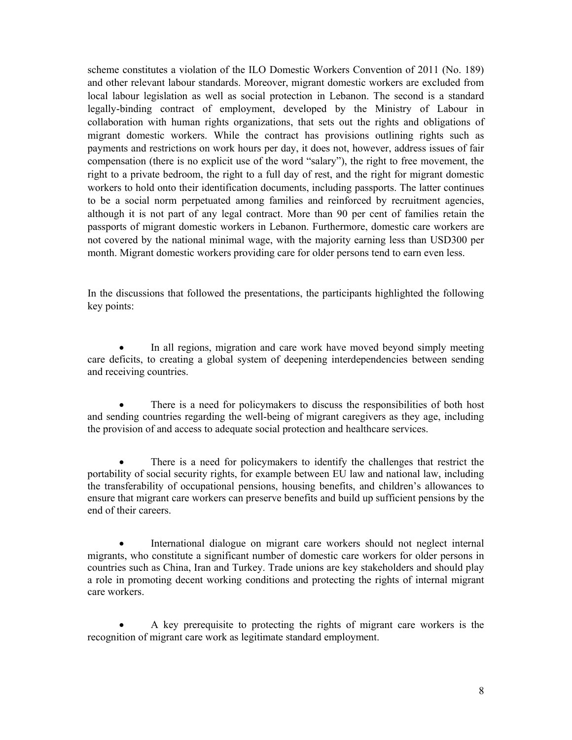scheme constitutes a violation of the ILO Domestic Workers Convention of 2011 (No. 189) and other relevant labour standards. Moreover, migrant domestic workers are excluded from local labour legislation as well as social protection in Lebanon. The second is a standard legally-binding contract of employment, developed by the Ministry of Labour in collaboration with human rights organizations, that sets out the rights and obligations of migrant domestic workers. While the contract has provisions outlining rights such as payments and restrictions on work hours per day, it does not, however, address issues of fair compensation (there is no explicit use of the word "salary"), the right to free movement, the right to a private bedroom, the right to a full day of rest, and the right for migrant domestic workers to hold onto their identification documents, including passports. The latter continues to be a social norm perpetuated among families and reinforced by recruitment agencies, although it is not part of any legal contract. More than 90 per cent of families retain the passports of migrant domestic workers in Lebanon. Furthermore, domestic care workers are not covered by the national minimal wage, with the majority earning less than USD300 per month. Migrant domestic workers providing care for older persons tend to earn even less.

In the discussions that followed the presentations, the participants highlighted the following key points:

- In all regions, migration and care work have moved beyond simply meeting care deficits, to creating a global system of deepening interdependencies between sending and receiving countries.

- There is a need for policymakers to discuss the responsibilities of both host and sending countries regarding the well-being of migrant caregivers as they age, including the provision of and access to adequate social protection and healthcare services.

- There is a need for policymakers to identify the challenges that restrict the portability of social security rights, for example between EU law and national law, including the transferability of occupational pensions, housing benefits, and children's allowances to ensure that migrant care workers can preserve benefits and build up sufficient pensions by the end of their careers.

- International dialogue on migrant care workers should not neglect internal migrants, who constitute a significant number of domestic care workers for older persons in countries such as China, Iran and Turkey. Trade unions are key stakeholders and should play a role in promoting decent working conditions and protecting the rights of internal migrant care workers.

- A key prerequisite to protecting the rights of migrant care workers is the recognition of migrant care work as legitimate standard employment.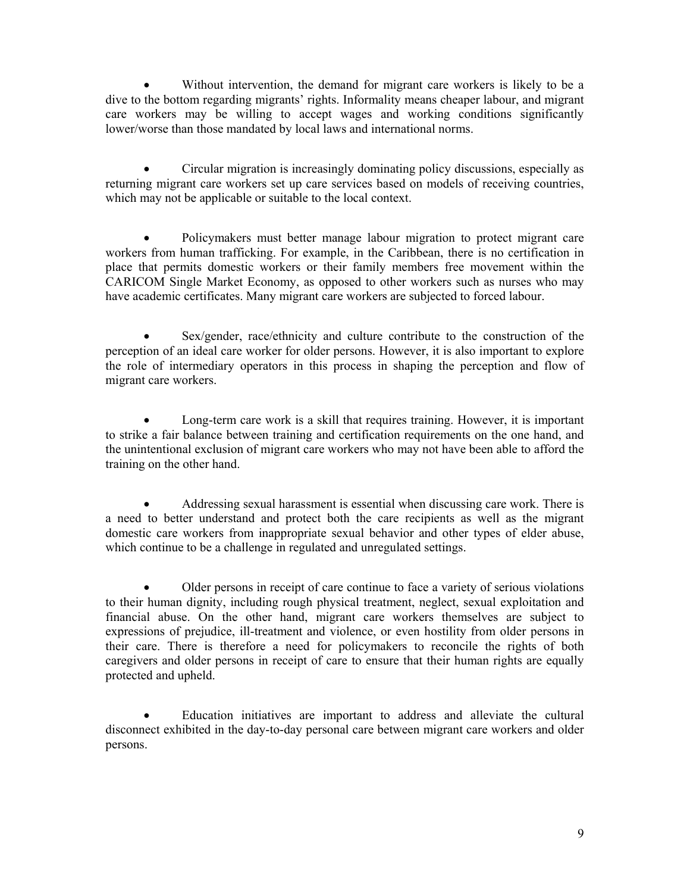- Without intervention, the demand for migrant care workers is likely to be a dive to the bottom regarding migrants' rights. Informality means cheaper labour, and migrant care workers may be willing to accept wages and working conditions significantly lower/worse than those mandated by local laws and international norms.

- Circular migration is increasingly dominating policy discussions, especially as returning migrant care workers set up care services based on models of receiving countries, which may not be applicable or suitable to the local context.

- Policymakers must better manage labour migration to protect migrant care workers from human trafficking. For example, in the Caribbean, there is no certification in place that permits domestic workers or their family members free movement within the CARICOM Single Market Economy, as opposed to other workers such as nurses who may have academic certificates. Many migrant care workers are subjected to forced labour.

- Sex/gender, race/ethnicity and culture contribute to the construction of the perception of an ideal care worker for older persons. However, it is also important to explore the role of intermediary operators in this process in shaping the perception and flow of migrant care workers.

- Long-term care work is a skill that requires training. However, it is important to strike a fair balance between training and certification requirements on the one hand, and the unintentional exclusion of migrant care workers who may not have been able to afford the training on the other hand.

- Addressing sexual harassment is essential when discussing care work. There is a need to better understand and protect both the care recipients as well as the migrant domestic care workers from inappropriate sexual behavior and other types of elder abuse, which continue to be a challenge in regulated and unregulated settings.

- Older persons in receipt of care continue to face a variety of serious violations to their human dignity, including rough physical treatment, neglect, sexual exploitation and financial abuse. On the other hand, migrant care workers themselves are subject to expressions of prejudice, ill-treatment and violence, or even hostility from older persons in their care. There is therefore a need for policymakers to reconcile the rights of both caregivers and older persons in receipt of care to ensure that their human rights are equally protected and upheld.

- Education initiatives are important to address and alleviate the cultural disconnect exhibited in the day-to-day personal care between migrant care workers and older persons.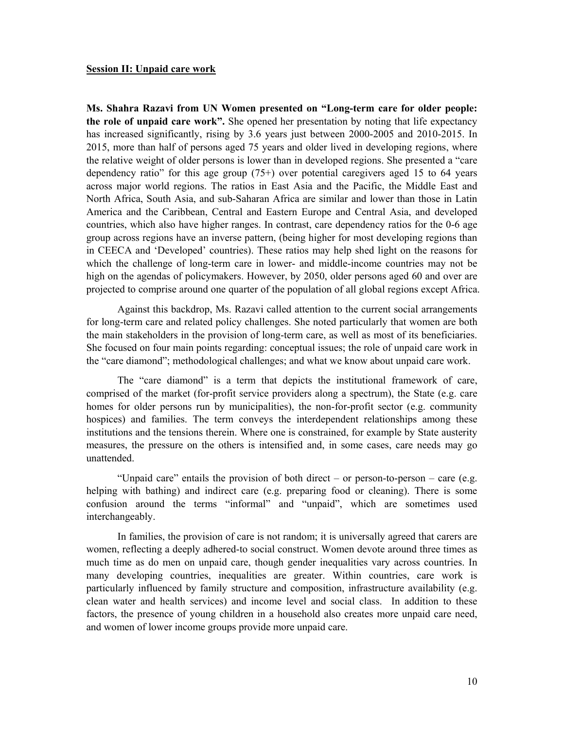**Session II: Unpaid care work**

**Ms. Shahra Razavi from UN Women presented on "Long-term care for older people: the role of unpaid care work".** She opened her presentation by noting that life expectancy has increased significantly, rising by 3.6 years just between 2000-2005 and 2010-2015. In 2015, more than half of persons aged 75 years and older lived in developing regions, where the relative weight of older persons is lower than in developed regions. She presented a "care dependency ratio" for this age group (75+) over potential caregivers aged 15 to 64 years across major world regions. The ratios in East Asia and the Pacific, the Middle East and North Africa, South Asia, and sub-Saharan Africa are similar and lower than those in Latin America and the Caribbean, Central and Eastern Europe and Central Asia, and developed countries, which also have higher ranges. In contrast, care dependency ratios for the 0-6 age group across regions have an inverse pattern, (being higher for most developing regions than in CEECA and 'Developed' countries). These ratios may help shed light on the reasons for which the challenge of long-term care in lower- and middle-income countries may not be high on the agendas of policymakers. However, by 2050, older persons aged 60 and over are projected to comprise around one quarter of the population of all global regions except Africa.

Against this backdrop, Ms. Razavi called attention to the current social arrangements for long-term care and related policy challenges. She noted particularly that women are both the main stakeholders in the provision of long-term care, as well as most of its beneficiaries. She focused on four main points regarding: conceptual issues; the role of unpaid care work in the "care diamond"; methodological challenges; and what we know about unpaid care work.

The "care diamond" is a term that depicts the institutional framework of care, comprised of the market (for-profit service providers along a spectrum), the State (e.g. care homes for older persons run by municipalities), the non-for-profit sector (e.g. community hospices) and families. The term conveys the interdependent relationships among these institutions and the tensions therein. Where one is constrained, for example by State austerity measures, the pressure on the others is intensified and, in some cases, care needs may go unattended.

"Unpaid care" entails the provision of both direct – or person-to-person – care (e.g. helping with bathing) and indirect care (e.g. preparing food or cleaning). There is some confusion around the terms "informal" and "unpaid", which are sometimes used interchangeably.

In families, the provision of care is not random; it is universally agreed that carers are women, reflecting a deeply adhered-to social construct. Women devote around three times as much time as do men on unpaid care, though gender inequalities vary across countries. In many developing countries, inequalities are greater. Within countries, care work is particularly influenced by family structure and composition, infrastructure availability (e.g. clean water and health services) and income level and social class. In addition to these factors, the presence of young children in a household also creates more unpaid care need, and women of lower income groups provide more unpaid care.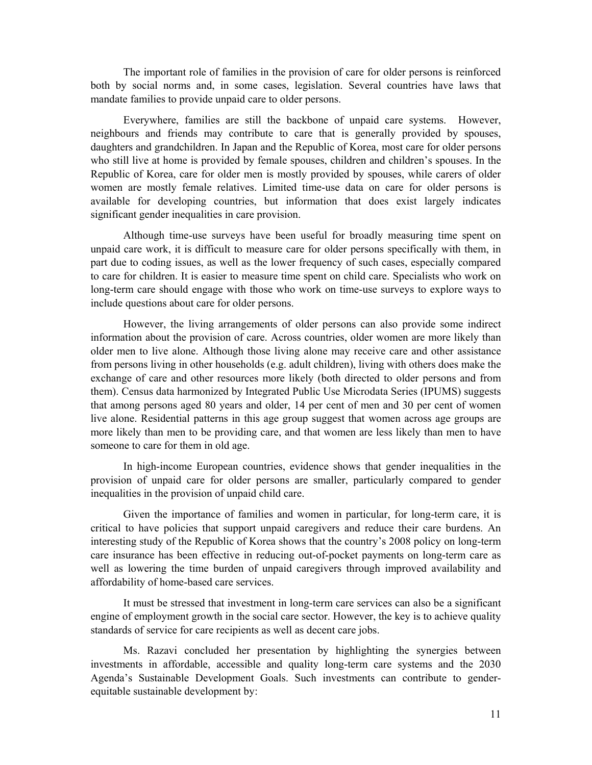The important role of families in the provision of care for older persons is reinforced both by social norms and, in some cases, legislation. Several countries have laws that mandate families to provide unpaid care to older persons.

Everywhere, families are still the backbone of unpaid care systems. However, neighbours and friends may contribute to care that is generally provided by spouses, daughters and grandchildren. In Japan and the Republic of Korea, most care for older persons who still live at home is provided by female spouses, children and children's spouses. In the Republic of Korea, care for older men is mostly provided by spouses, while carers of older women are mostly female relatives. Limited time-use data on care for older persons is available for developing countries, but information that does exist largely indicates significant gender inequalities in care provision.

Although time-use surveys have been useful for broadly measuring time spent on unpaid care work, it is difficult to measure care for older persons specifically with them, in part due to coding issues, as well as the lower frequency of such cases, especially compared to care for children. It is easier to measure time spent on child care. Specialists who work on long-term care should engage with those who work on time-use surveys to explore ways to include questions about care for older persons.

However, the living arrangements of older persons can also provide some indirect information about the provision of care. Across countries, older women are more likely than older men to live alone. Although those living alone may receive care and other assistance from persons living in other households (e.g. adult children), living with others does make the exchange of care and other resources more likely (both directed to older persons and from them). Census data harmonized by Integrated Public Use Microdata Series (IPUMS) suggests that among persons aged 80 years and older, 14 per cent of men and 30 per cent of women live alone. Residential patterns in this age group suggest that women across age groups are more likely than men to be providing care, and that women are less likely than men to have someone to care for them in old age.

In high-income European countries, evidence shows that gender inequalities in the provision of unpaid care for older persons are smaller, particularly compared to gender inequalities in the provision of unpaid child care.

Given the importance of families and women in particular, for long-term care, it is critical to have policies that support unpaid caregivers and reduce their care burdens. An interesting study of the Republic of Korea shows that the country's 2008 policy on long-term care insurance has been effective in reducing out-of-pocket payments on long-term care as well as lowering the time burden of unpaid caregivers through improved availability and affordability of home-based care services.

It must be stressed that investment in long-term care services can also be a significant engine of employment growth in the social care sector. However, the key is to achieve quality standards of service for care recipients as well as decent care jobs.

Ms. Razavi concluded her presentation by highlighting the synergies between investments in affordable, accessible and quality long-term care systems and the 2030 Agenda's Sustainable Development Goals. Such investments can contribute to gender-equitable sustainable development by: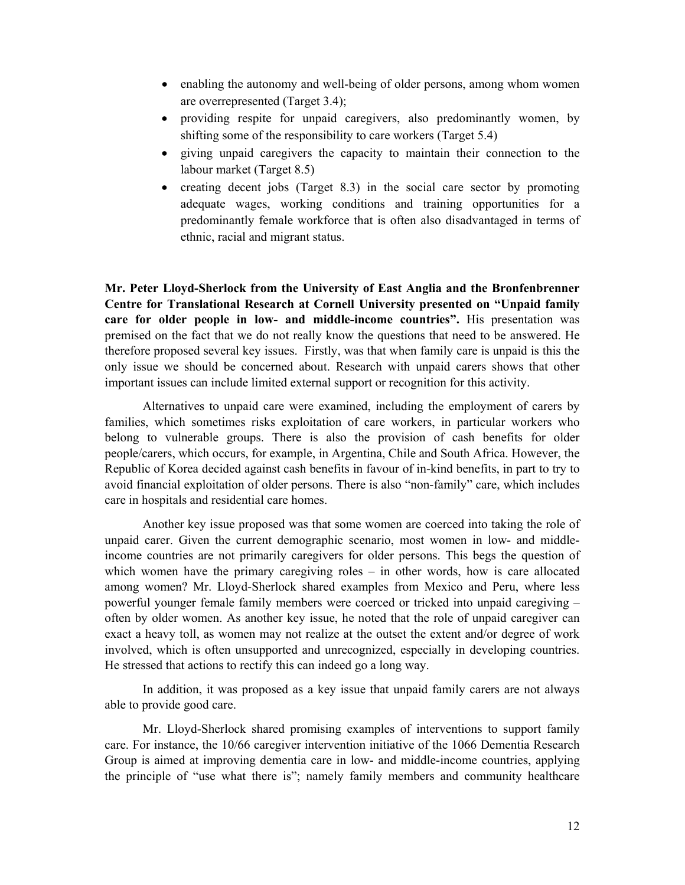- enabling the autonomy and well-being of older persons, among whom women are overrepresented (Target 3.4);
- providing respite for unpaid caregivers, also predominantly women, by shifting some of the responsibility to care workers (Target 5.4)
- giving unpaid caregivers the capacity to maintain their connection to the labour market (Target 8.5)
- creating decent jobs (Target 8.3) in the social care sector by promoting adequate wages, working conditions and training opportunities for a predominantly female workforce that is often also disadvantaged in terms of ethnic, racial and migrant status.

**Mr. Peter Lloyd-Sherlock from the University of East Anglia and the Bronfenbrenner Centre for Translational Research at Cornell University presented on "Unpaid family care for older people in low- and middle-income countries".** His presentation was premised on the fact that we do not really know the questions that need to be answered. He therefore proposed several key issues. Firstly, was that when family care is unpaid is this the only issue we should be concerned about. Research with unpaid carers shows that other important issues can include limited external support or recognition for this activity.

Alternatives to unpaid care were examined, including the employment of carers by families, which sometimes risks exploitation of care workers, in particular workers who belong to vulnerable groups. There is also the provision of cash benefits for older people/carers, which occurs, for example, in Argentina, Chile and South Africa. However, the Republic of Korea decided against cash benefits in favour of in-kind benefits, in part to try to avoid financial exploitation of older persons. There is also "non-family" care, which includes care in hospitals and residential care homes.

Another key issue proposed was that some women are coerced into taking the role of unpaid carer. Given the current demographic scenario, most women in low- and middle-income countries are not primarily caregivers for older persons. This begs the question of which women have the primary caregiving roles – in other words, how is care allocated among women? Mr. Lloyd-Sherlock shared examples from Mexico and Peru, where less powerful younger female family members were coerced or tricked into unpaid caregiving – often by older women. As another key issue, he noted that the role of unpaid caregiver can exact a heavy toll, as women may not realize at the outset the extent and/or degree of work involved, which is often unsupported and unrecognized, especially in developing countries. He stressed that actions to rectify this can indeed go a long way.

In addition, it was proposed as a key issue that unpaid family carers are not always able to provide good care.

Mr. Lloyd-Sherlock shared promising examples of interventions to support family care. For instance, the 10/66 caregiver intervention initiative of the 1066 Dementia Research Group is aimed at improving dementia care in low- and middle-income countries, applying the principle of "use what there is"; namely family members and community healthcare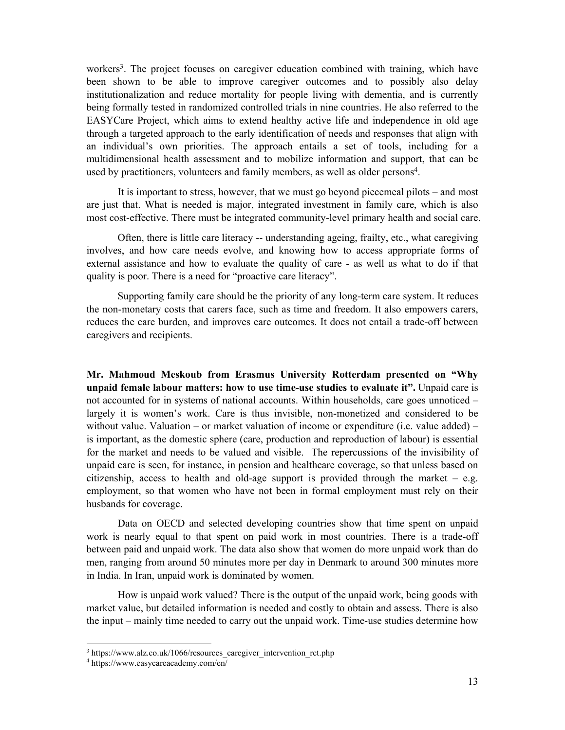workers[3]. The project focuses on caregiver education combined with training, which have been shown to be able to improve caregiver outcomes and to possibly also delay institutionalization and reduce mortality for people living with dementia, and is currently being formally tested in randomized controlled trials in nine countries. He also referred to the EASYCare Project, which aims to extend healthy active life and independence in old age through a targeted approach to the early identification of needs and responses that align with an individual's own priorities. The approach entails a set of tools, including for a multidimensional health assessment and to mobilize information and support, that can be used by practitioners, volunteers and family members, as well as older persons[4].

It is important to stress, however, that we must go beyond piecemeal pilots – and most are just that. What is needed is major, integrated investment in family care, which is also most cost-effective. There must be integrated community-level primary health and social care.

Often, there is little care literacy -- understanding ageing, frailty, etc., what caregiving involves, and how care needs evolve, and knowing how to access appropriate forms of external assistance and how to evaluate the quality of care - as well as what to do if that quality is poor. There is a need for "proactive care literacy".

Supporting family care should be the priority of any long-term care system. It reduces the non-monetary costs that carers face, such as time and freedom. It also empowers carers, reduces the care burden, and improves care outcomes. It does not entail a trade-off between caregivers and recipients.

**Mr. Mahmoud Meskoub from Erasmus University Rotterdam presented on "Why unpaid female labour matters: how to use time-use studies to evaluate it".** Unpaid care is not accounted for in systems of national accounts. Within households, care goes unnoticed – largely it is women's work. Care is thus invisible, non-monetized and considered to be without value. Valuation – or market valuation of income or expenditure (i.e. value added) – is important, as the domestic sphere (care, production and reproduction of labour) is essential for the market and needs to be valued and visible. The repercussions of the invisibility of unpaid care is seen, for instance, in pension and healthcare coverage, so that unless based on citizenship, access to health and old-age support is provided through the market – e.g. employment, so that women who have not been in formal employment must rely on their husbands for coverage.

Data on OECD and selected developing countries show that time spent on unpaid work is nearly equal to that spent on paid work in most countries. There is a trade-off between paid and unpaid work. The data also show that women do more unpaid work than do men, ranging from around 50 minutes more per day in Denmark to around 300 minutes more in India. In Iran, unpaid work is dominated by women.

How is unpaid work valued? There is the output of the unpaid work, being goods with market value, but detailed information is needed and costly to obtain and assess. There is also the input – mainly time needed to carry out the unpaid work. Time-use studies determine how

---

[3] https://www.alz.co.uk/1066/resources_caregiver_intervention_rct.php

[4] https://www.easycareacademy.com/en/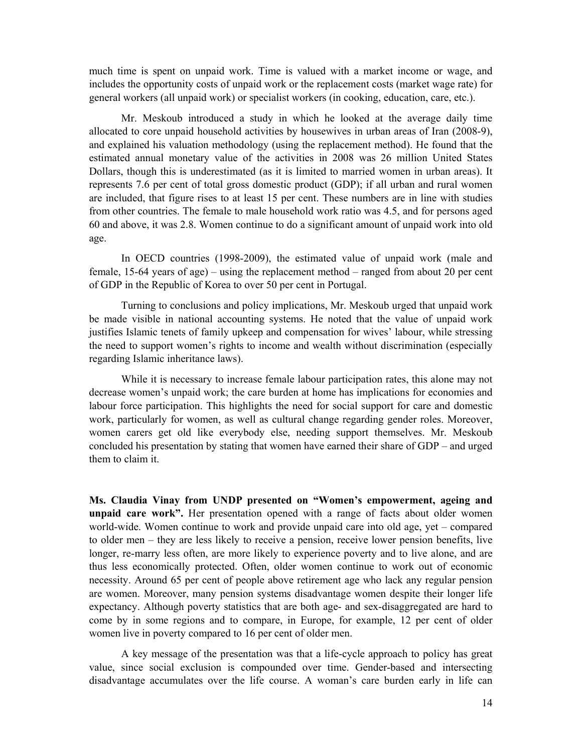much time is spent on unpaid work. Time is valued with a market income or wage, and includes the opportunity costs of unpaid work or the replacement costs (market wage rate) for general workers (all unpaid work) or specialist workers (in cooking, education, care, etc.).

Mr. Meskoub introduced a study in which he looked at the average daily time allocated to core unpaid household activities by housewives in urban areas of Iran (2008-9), and explained his valuation methodology (using the replacement method). He found that the estimated annual monetary value of the activities in 2008 was 26 million United States Dollars, though this is underestimated (as it is limited to married women in urban areas). It represents 7.6 per cent of total gross domestic product (GDP); if all urban and rural women are included, that figure rises to at least 15 per cent. These numbers are in line with studies from other countries. The female to male household work ratio was 4.5, and for persons aged 60 and above, it was 2.8. Women continue to do a significant amount of unpaid work into old age.

In OECD countries (1998-2009), the estimated value of unpaid work (male and female, 15-64 years of age) – using the replacement method – ranged from about 20 per cent of GDP in the Republic of Korea to over 50 per cent in Portugal.

Turning to conclusions and policy implications, Mr. Meskoub urged that unpaid work be made visible in national accounting systems. He noted that the value of unpaid work justifies Islamic tenets of family upkeep and compensation for wives' labour, while stressing the need to support women's rights to income and wealth without discrimination (especially regarding Islamic inheritance laws).

While it is necessary to increase female labour participation rates, this alone may not decrease women's unpaid work; the care burden at home has implications for economies and labour force participation. This highlights the need for social support for care and domestic work, particularly for women, as well as cultural change regarding gender roles. Moreover, women carers get old like everybody else, needing support themselves. Mr. Meskoub concluded his presentation by stating that women have earned their share of GDP – and urged them to claim it.

**Ms. Claudia Vinay from UNDP presented on "Women's empowerment, ageing and unpaid care work".** Her presentation opened with a range of facts about older women world-wide. Women continue to work and provide unpaid care into old age, yet – compared to older men – they are less likely to receive a pension, receive lower pension benefits, live longer, re-marry less often, are more likely to experience poverty and to live alone, and are thus less economically protected. Often, older women continue to work out of economic necessity. Around 65 per cent of people above retirement age who lack any regular pension are women. Moreover, many pension systems disadvantage women despite their longer life expectancy. Although poverty statistics that are both age- and sex-disaggregated are hard to come by in some regions and to compare, in Europe, for example, 12 per cent of older women live in poverty compared to 16 per cent of older men.

A key message of the presentation was that a life-cycle approach to policy has great value, since social exclusion is compounded over time. Gender-based and intersecting disadvantage accumulates over the life course. A woman's care burden early in life can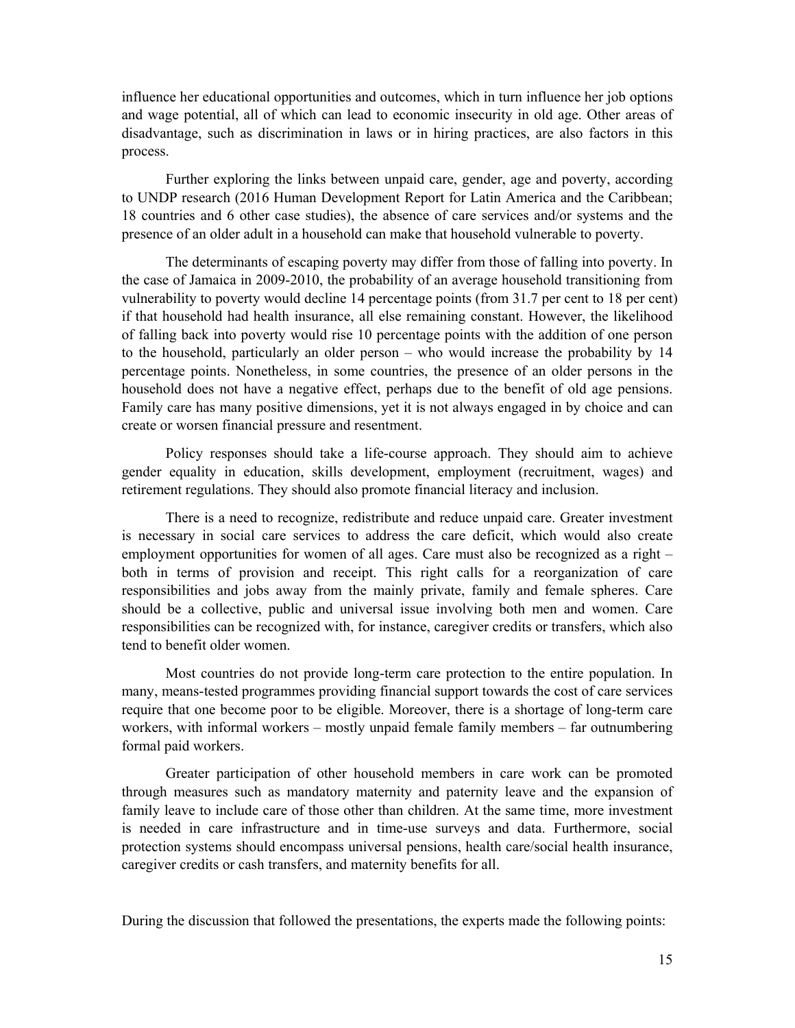influence her educational opportunities and outcomes, which in turn influence her job options and wage potential, all of which can lead to economic insecurity in old age. Other areas of disadvantage, such as discrimination in laws or in hiring practices, are also factors in this process.

Further exploring the links between unpaid care, gender, age and poverty, according to UNDP research (2016 Human Development Report for Latin America and the Caribbean; 18 countries and 6 other case studies), the absence of care services and/or systems and the presence of an older adult in a household can make that household vulnerable to poverty.

The determinants of escaping poverty may differ from those of falling into poverty. In the case of Jamaica in 2009-2010, the probability of an average household transitioning from vulnerability to poverty would decline 14 percentage points (from 31.7 per cent to 18 per cent) if that household had health insurance, all else remaining constant. However, the likelihood of falling back into poverty would rise 10 percentage points with the addition of one person to the household, particularly an older person – who would increase the probability by 14 percentage points. Nonetheless, in some countries, the presence of an older persons in the household does not have a negative effect, perhaps due to the benefit of old age pensions. Family care has many positive dimensions, yet it is not always engaged in by choice and can create or worsen financial pressure and resentment.

Policy responses should take a life-course approach. They should aim to achieve gender equality in education, skills development, employment (recruitment, wages) and retirement regulations. They should also promote financial literacy and inclusion.

There is a need to recognize, redistribute and reduce unpaid care. Greater investment is necessary in social care services to address the care deficit, which would also create employment opportunities for women of all ages. Care must also be recognized as a right – both in terms of provision and receipt. This right calls for a reorganization of care responsibilities and jobs away from the mainly private, family and female spheres. Care should be a collective, public and universal issue involving both men and women. Care responsibilities can be recognized with, for instance, caregiver credits or transfers, which also tend to benefit older women.

Most countries do not provide long-term care protection to the entire population. In many, means-tested programmes providing financial support towards the cost of care services require that one become poor to be eligible. Moreover, there is a shortage of long-term care workers, with informal workers – mostly unpaid female family members – far outnumbering formal paid workers.

Greater participation of other household members in care work can be promoted through measures such as mandatory maternity and paternity leave and the expansion of family leave to include care of those other than children. At the same time, more investment is needed in care infrastructure and in time-use surveys and data. Furthermore, social protection systems should encompass universal pensions, health care/social health insurance, caregiver credits or cash transfers, and maternity benefits for all.

During the discussion that followed the presentations, the experts made the following points: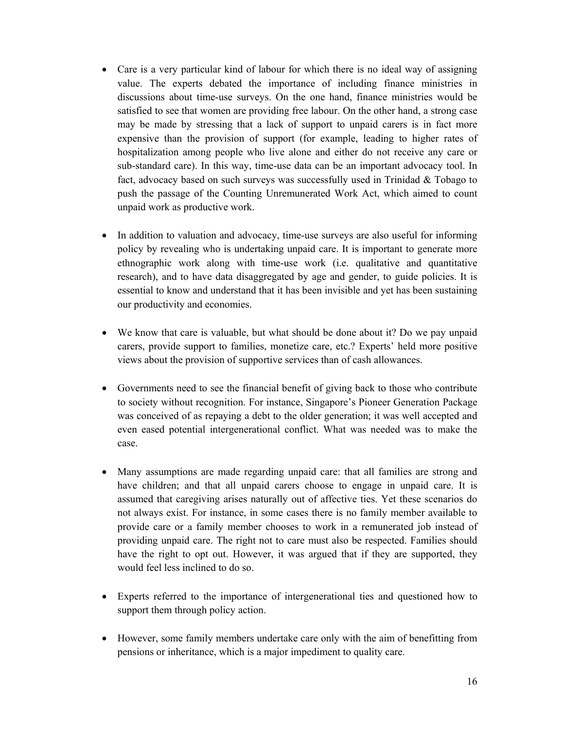- Care is a very particular kind of labour for which there is no ideal way of assigning value. The experts debated the importance of including finance ministries in discussions about time-use surveys. On the one hand, finance ministries would be satisfied to see that women are providing free labour. On the other hand, a strong case may be made by stressing that a lack of support to unpaid carers is in fact more expensive than the provision of support (for example, leading to higher rates of hospitalization among people who live alone and either do not receive any care or sub-standard care). In this way, time-use data can be an important advocacy tool. In fact, advocacy based on such surveys was successfully used in Trinidad & Tobago to push the passage of the Counting Unremunerated Work Act, which aimed to count unpaid work as productive work.

- In addition to valuation and advocacy, time-use surveys are also useful for informing policy by revealing who is undertaking unpaid care. It is important to generate more ethnographic work along with time-use work (i.e. qualitative and quantitative research), and to have data disaggregated by age and gender, to guide policies. It is essential to know and understand that it has been invisible and yet has been sustaining our productivity and economies.

- We know that care is valuable, but what should be done about it? Do we pay unpaid carers, provide support to families, monetize care, etc.? Experts' held more positive views about the provision of supportive services than of cash allowances.

- Governments need to see the financial benefit of giving back to those who contribute to society without recognition. For instance, Singapore's Pioneer Generation Package was conceived of as repaying a debt to the older generation; it was well accepted and even eased potential intergenerational conflict. What was needed was to make the case.

- Many assumptions are made regarding unpaid care: that all families are strong and have children; and that all unpaid carers choose to engage in unpaid care. It is assumed that caregiving arises naturally out of affective ties. Yet these scenarios do not always exist. For instance, in some cases there is no family member available to provide care or a family member chooses to work in a remunerated job instead of providing unpaid care. The right not to care must also be respected. Families should have the right to opt out. However, it was argued that if they are supported, they would feel less inclined to do so.

- Experts referred to the importance of intergenerational ties and questioned how to support them through policy action.

- However, some family members undertake care only with the aim of benefitting from pensions or inheritance, which is a major impediment to quality care.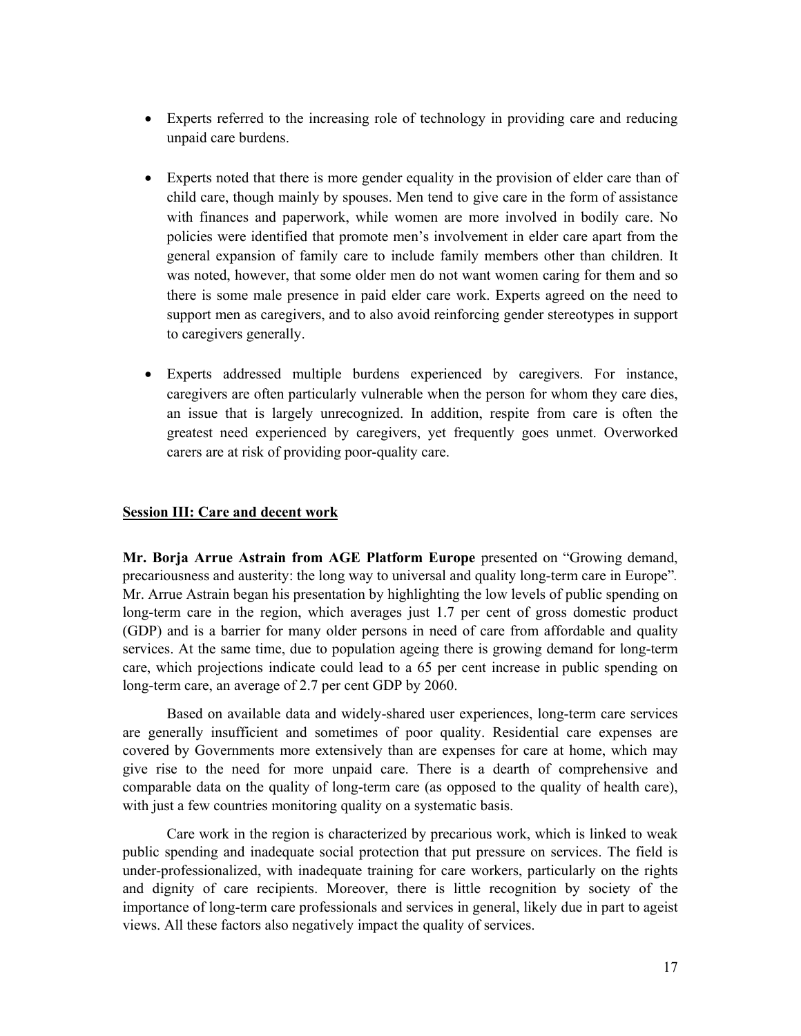- Experts referred to the increasing role of technology in providing care and reducing unpaid care burdens.

- Experts noted that there is more gender equality in the provision of elder care than of child care, though mainly by spouses. Men tend to give care in the form of assistance with finances and paperwork, while women are more involved in bodily care. No policies were identified that promote men's involvement in elder care apart from the general expansion of family care to include family members other than children. It was noted, however, that some older men do not want women caring for them and so there is some male presence in paid elder care work. Experts agreed on the need to support men as caregivers, and to also avoid reinforcing gender stereotypes in support to caregivers generally.

- Experts addressed multiple burdens experienced by caregivers. For instance, caregivers are often particularly vulnerable when the person for whom they care dies, an issue that is largely unrecognized. In addition, respite from care is often the greatest need experienced by caregivers, yet frequently goes unmet. Overworked carers are at risk of providing poor-quality care.

## Session III: Care and decent work

**Mr. Borja Arrue Astrain from AGE Platform Europe** presented on "Growing demand, precariousness and austerity: the long way to universal and quality long-term care in Europe". Mr. Arrue Astrain began his presentation by highlighting the low levels of public spending on long-term care in the region, which averages just 1.7 per cent of gross domestic product (GDP) and is a barrier for many older persons in need of care from affordable and quality services. At the same time, due to population ageing there is growing demand for long-term care, which projections indicate could lead to a 65 per cent increase in public spending on long-term care, an average of 2.7 per cent GDP by 2060.

Based on available data and widely-shared user experiences, long-term care services are generally insufficient and sometimes of poor quality. Residential care expenses are covered by Governments more extensively than are expenses for care at home, which may give rise to the need for more unpaid care. There is a dearth of comprehensive and comparable data on the quality of long-term care (as opposed to the quality of health care), with just a few countries monitoring quality on a systematic basis.

Care work in the region is characterized by precarious work, which is linked to weak public spending and inadequate social protection that put pressure on services. The field is under-professionalized, with inadequate training for care workers, particularly on the rights and dignity of care recipients. Moreover, there is little recognition by society of the importance of long-term care professionals and services in general, likely due in part to ageist views. All these factors also negatively impact the quality of services.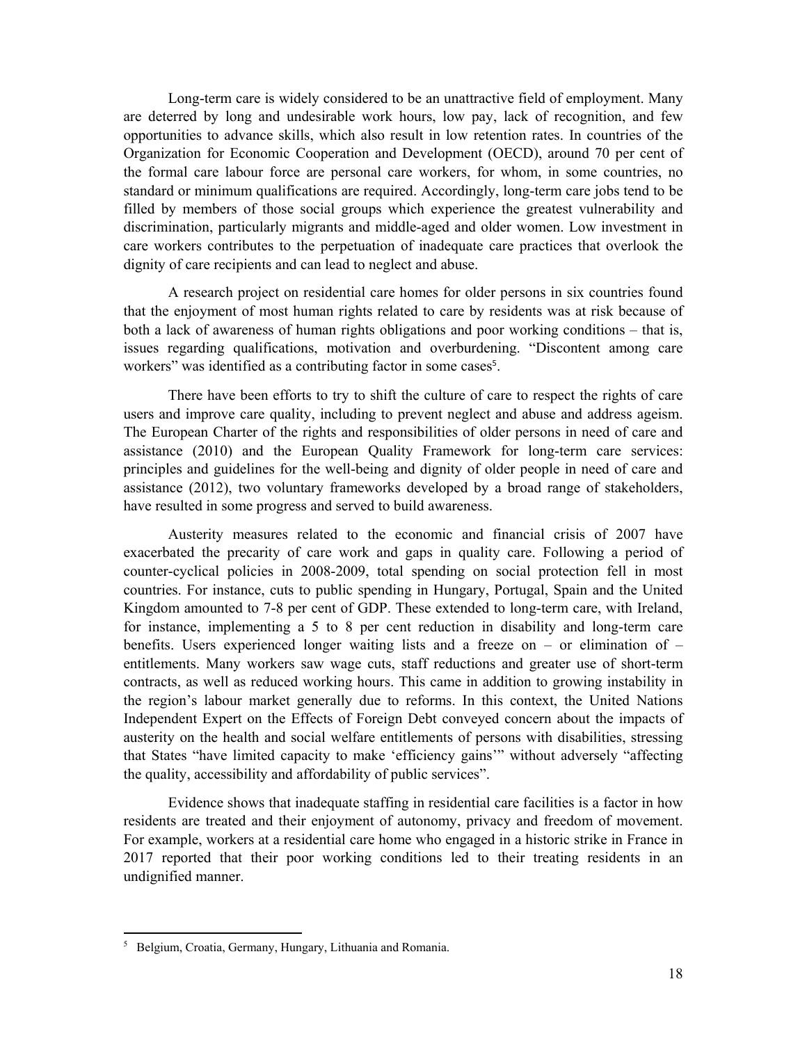Long-term care is widely considered to be an unattractive field of employment. Many are deterred by long and undesirable work hours, low pay, lack of recognition, and few opportunities to advance skills, which also result in low retention rates. In countries of the Organization for Economic Cooperation and Development (OECD), around 70 per cent of the formal care labour force are personal care workers, for whom, in some countries, no standard or minimum qualifications are required. Accordingly, long-term care jobs tend to be filled by members of those social groups which experience the greatest vulnerability and discrimination, particularly migrants and middle-aged and older women. Low investment in care workers contributes to the perpetuation of inadequate care practices that overlook the dignity of care recipients and can lead to neglect and abuse.

A research project on residential care homes for older persons in six countries found that the enjoyment of most human rights related to care by residents was at risk because of both a lack of awareness of human rights obligations and poor working conditions – that is, issues regarding qualifications, motivation and overburdening. "Discontent among care workers" was identified as a contributing factor in some cases[5].

There have been efforts to try to shift the culture of care to respect the rights of care users and improve care quality, including to prevent neglect and abuse and address ageism. The European Charter of the rights and responsibilities of older persons in need of care and assistance (2010) and the European Quality Framework for long-term care services: principles and guidelines for the well-being and dignity of older people in need of care and assistance (2012), two voluntary frameworks developed by a broad range of stakeholders, have resulted in some progress and served to build awareness.

Austerity measures related to the economic and financial crisis of 2007 have exacerbated the precarity of care work and gaps in quality care. Following a period of counter-cyclical policies in 2008-2009, total spending on social protection fell in most countries. For instance, cuts to public spending in Hungary, Portugal, Spain and the United Kingdom amounted to 7-8 per cent of GDP. These extended to long-term care, with Ireland, for instance, implementing a 5 to 8 per cent reduction in disability and long-term care benefits. Users experienced longer waiting lists and a freeze on – or elimination of – entitlements. Many workers saw wage cuts, staff reductions and greater use of short-term contracts, as well as reduced working hours. This came in addition to growing instability in the region's labour market generally due to reforms. In this context, the United Nations Independent Expert on the Effects of Foreign Debt conveyed concern about the impacts of austerity on the health and social welfare entitlements of persons with disabilities, stressing that States "have limited capacity to make 'efficiency gains'" without adversely "affecting the quality, accessibility and affordability of public services".

Evidence shows that inadequate staffing in residential care facilities is a factor in how residents are treated and their enjoyment of autonomy, privacy and freedom of movement. For example, workers at a residential care home who engaged in a historic strike in France in 2017 reported that their poor working conditions led to their treating residents in an undignified manner.

[5] Belgium, Croatia, Germany, Hungary, Lithuania and Romania.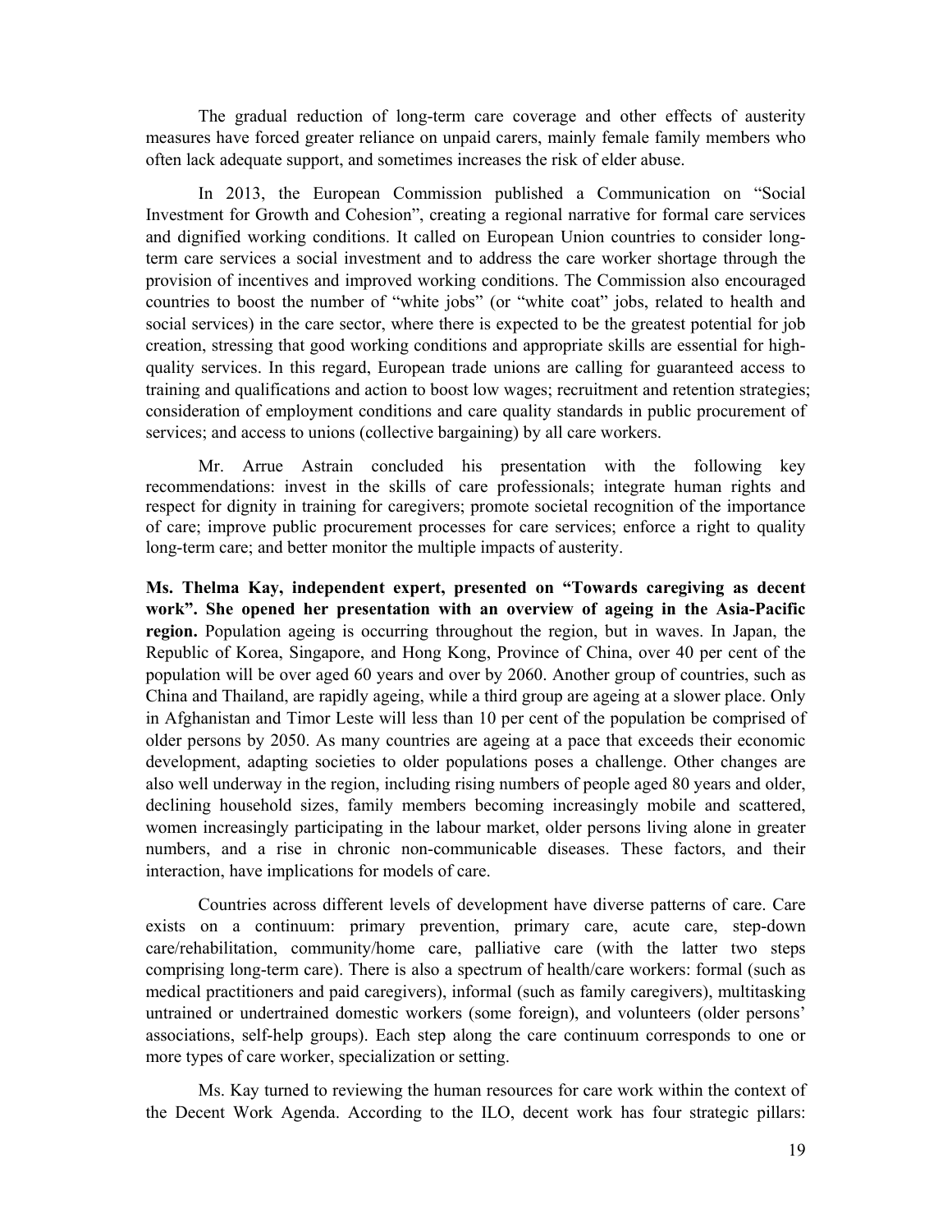The gradual reduction of long-term care coverage and other effects of austerity measures have forced greater reliance on unpaid carers, mainly female family members who often lack adequate support, and sometimes increases the risk of elder abuse.

In 2013, the European Commission published a Communication on "Social Investment for Growth and Cohesion", creating a regional narrative for formal care services and dignified working conditions. It called on European Union countries to consider long-term care services a social investment and to address the care worker shortage through the provision of incentives and improved working conditions. The Commission also encouraged countries to boost the number of "white jobs" (or "white coat" jobs, related to health and social services) in the care sector, where there is expected to be the greatest potential for job creation, stressing that good working conditions and appropriate skills are essential for high-quality services. In this regard, European trade unions are calling for guaranteed access to training and qualifications and action to boost low wages; recruitment and retention strategies; consideration of employment conditions and care quality standards in public procurement of services; and access to unions (collective bargaining) by all care workers.

Mr. Arrue Astrain concluded his presentation with the following key recommendations: invest in the skills of care professionals; integrate human rights and respect for dignity in training for caregivers; promote societal recognition of the importance of care; improve public procurement processes for care services; enforce a right to quality long-term care; and better monitor the multiple impacts of austerity.

**Ms. Thelma Kay, independent expert, presented on "Towards caregiving as decent work". She opened her presentation with an overview of ageing in the Asia-Pacific region.** Population ageing is occurring throughout the region, but in waves. In Japan, the Republic of Korea, Singapore, and Hong Kong, Province of China, over 40 per cent of the population will be over aged 60 years and over by 2060. Another group of countries, such as China and Thailand, are rapidly ageing, while a third group are ageing at a slower place. Only in Afghanistan and Timor Leste will less than 10 per cent of the population be comprised of older persons by 2050. As many countries are ageing at a pace that exceeds their economic development, adapting societies to older populations poses a challenge. Other changes are also well underway in the region, including rising numbers of people aged 80 years and older, declining household sizes, family members becoming increasingly mobile and scattered, women increasingly participating in the labour market, older persons living alone in greater numbers, and a rise in chronic non-communicable diseases. These factors, and their interaction, have implications for models of care.

Countries across different levels of development have diverse patterns of care. Care exists on a continuum: primary prevention, primary care, acute care, step-down care/rehabilitation, community/home care, palliative care (with the latter two steps comprising long-term care). There is also a spectrum of health/care workers: formal (such as medical practitioners and paid caregivers), informal (such as family caregivers), multitasking untrained or undertrained domestic workers (some foreign), and volunteers (older persons' associations, self-help groups). Each step along the care continuum corresponds to one or more types of care worker, specialization or setting.

Ms. Kay turned to reviewing the human resources for care work within the context of the Decent Work Agenda. According to the ILO, decent work has four strategic pillars: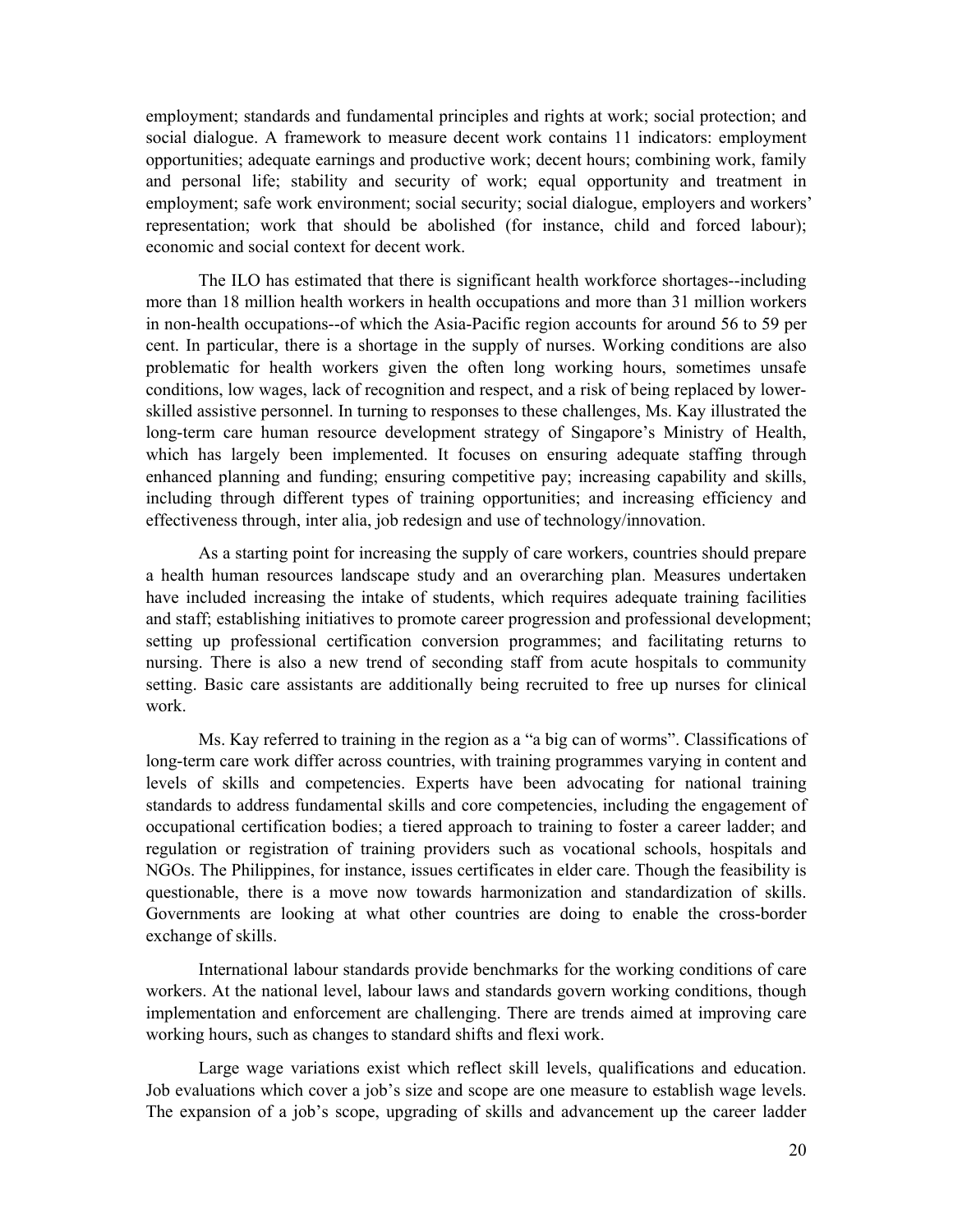employment; standards and fundamental principles and rights at work; social protection; and social dialogue. A framework to measure decent work contains 11 indicators: employment opportunities; adequate earnings and productive work; decent hours; combining work, family and personal life; stability and security of work; equal opportunity and treatment in employment; safe work environment; social security; social dialogue, employers and workers' representation; work that should be abolished (for instance, child and forced labour); economic and social context for decent work.

The ILO has estimated that there is significant health workforce shortages--including more than 18 million health workers in health occupations and more than 31 million workers in non-health occupations--of which the Asia-Pacific region accounts for around 56 to 59 per cent. In particular, there is a shortage in the supply of nurses. Working conditions are also problematic for health workers given the often long working hours, sometimes unsafe conditions, low wages, lack of recognition and respect, and a risk of being replaced by lower-skilled assistive personnel. In turning to responses to these challenges, Ms. Kay illustrated the long-term care human resource development strategy of Singapore's Ministry of Health, which has largely been implemented. It focuses on ensuring adequate staffing through enhanced planning and funding; ensuring competitive pay; increasing capability and skills, including through different types of training opportunities; and increasing efficiency and effectiveness through, inter alia, job redesign and use of technology/innovation.

As a starting point for increasing the supply of care workers, countries should prepare a health human resources landscape study and an overarching plan. Measures undertaken have included increasing the intake of students, which requires adequate training facilities and staff; establishing initiatives to promote career progression and professional development; setting up professional certification conversion programmes; and facilitating returns to nursing. There is also a new trend of seconding staff from acute hospitals to community setting. Basic care assistants are additionally being recruited to free up nurses for clinical work.

Ms. Kay referred to training in the region as a "a big can of worms". Classifications of long-term care work differ across countries, with training programmes varying in content and levels of skills and competencies. Experts have been advocating for national training standards to address fundamental skills and core competencies, including the engagement of occupational certification bodies; a tiered approach to training to foster a career ladder; and regulation or registration of training providers such as vocational schools, hospitals and NGOs. The Philippines, for instance, issues certificates in elder care. Though the feasibility is questionable, there is a move now towards harmonization and standardization of skills. Governments are looking at what other countries are doing to enable the cross-border exchange of skills.

International labour standards provide benchmarks for the working conditions of care workers. At the national level, labour laws and standards govern working conditions, though implementation and enforcement are challenging. There are trends aimed at improving care working hours, such as changes to standard shifts and flexi work.

Large wage variations exist which reflect skill levels, qualifications and education. Job evaluations which cover a job's size and scope are one measure to establish wage levels. The expansion of a job's scope, upgrading of skills and advancement up the career ladder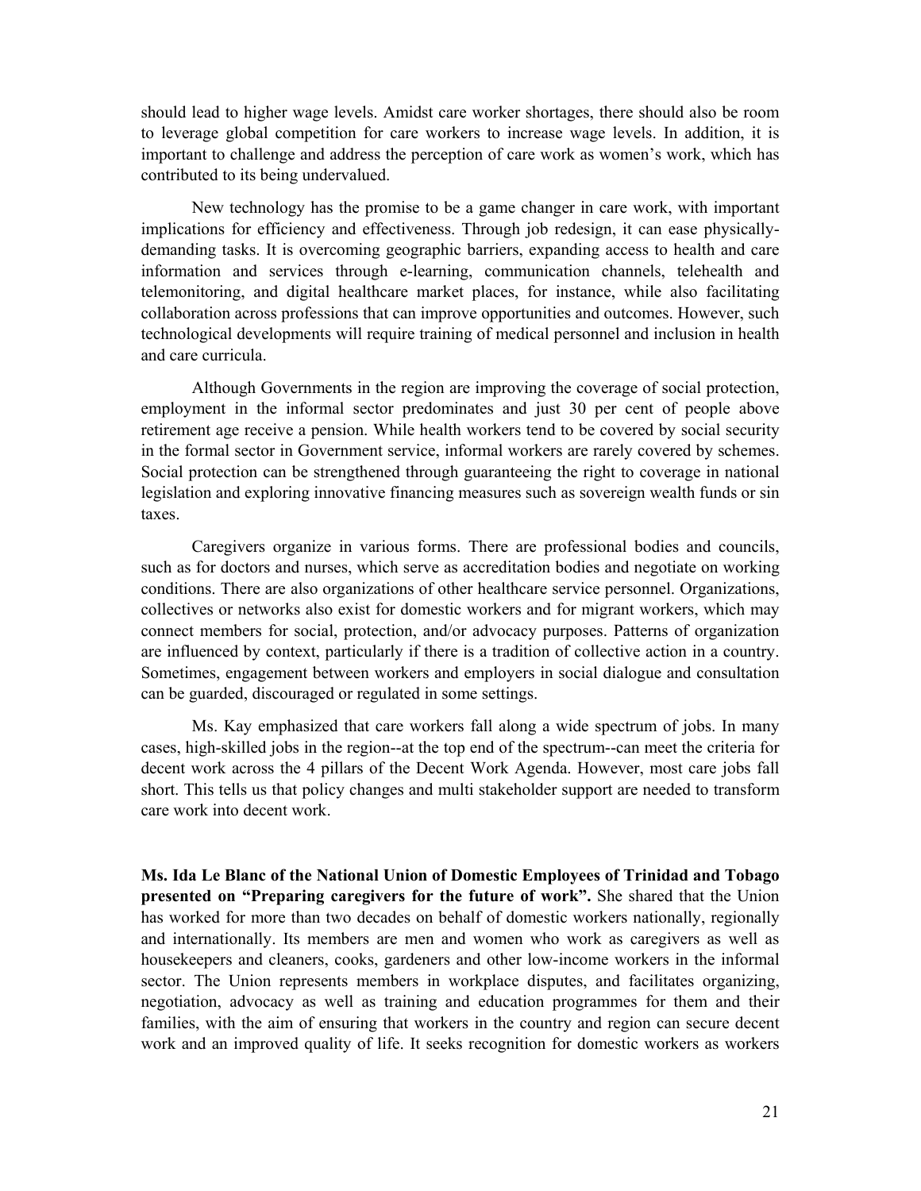should lead to higher wage levels. Amidst care worker shortages, there should also be room to leverage global competition for care workers to increase wage levels. In addition, it is important to challenge and address the perception of care work as women's work, which has contributed to its being undervalued.

New technology has the promise to be a game changer in care work, with important implications for efficiency and effectiveness. Through job redesign, it can ease physically-demanding tasks. It is overcoming geographic barriers, expanding access to health and care information and services through e-learning, communication channels, telehealth and telemonitoring, and digital healthcare market places, for instance, while also facilitating collaboration across professions that can improve opportunities and outcomes. However, such technological developments will require training of medical personnel and inclusion in health and care curricula.

Although Governments in the region are improving the coverage of social protection, employment in the informal sector predominates and just 30 per cent of people above retirement age receive a pension. While health workers tend to be covered by social security in the formal sector in Government service, informal workers are rarely covered by schemes. Social protection can be strengthened through guaranteeing the right to coverage in national legislation and exploring innovative financing measures such as sovereign wealth funds or sin taxes.

Caregivers organize in various forms. There are professional bodies and councils, such as for doctors and nurses, which serve as accreditation bodies and negotiate on working conditions. There are also organizations of other healthcare service personnel. Organizations, collectives or networks also exist for domestic workers and for migrant workers, which may connect members for social, protection, and/or advocacy purposes. Patterns of organization are influenced by context, particularly if there is a tradition of collective action in a country. Sometimes, engagement between workers and employers in social dialogue and consultation can be guarded, discouraged or regulated in some settings.

Ms. Kay emphasized that care workers fall along a wide spectrum of jobs. In many cases, high-skilled jobs in the region--at the top end of the spectrum--can meet the criteria for decent work across the 4 pillars of the Decent Work Agenda. However, most care jobs fall short. This tells us that policy changes and multi stakeholder support are needed to transform care work into decent work.

**Ms. Ida Le Blanc of the National Union of Domestic Employees of Trinidad and Tobago presented on "Preparing caregivers for the future of work".** She shared that the Union has worked for more than two decades on behalf of domestic workers nationally, regionally and internationally. Its members are men and women who work as caregivers as well as housekeepers and cleaners, cooks, gardeners and other low-income workers in the informal sector. The Union represents members in workplace disputes, and facilitates organizing, negotiation, advocacy as well as training and education programmes for them and their families, with the aim of ensuring that workers in the country and region can secure decent work and an improved quality of life. It seeks recognition for domestic workers as workers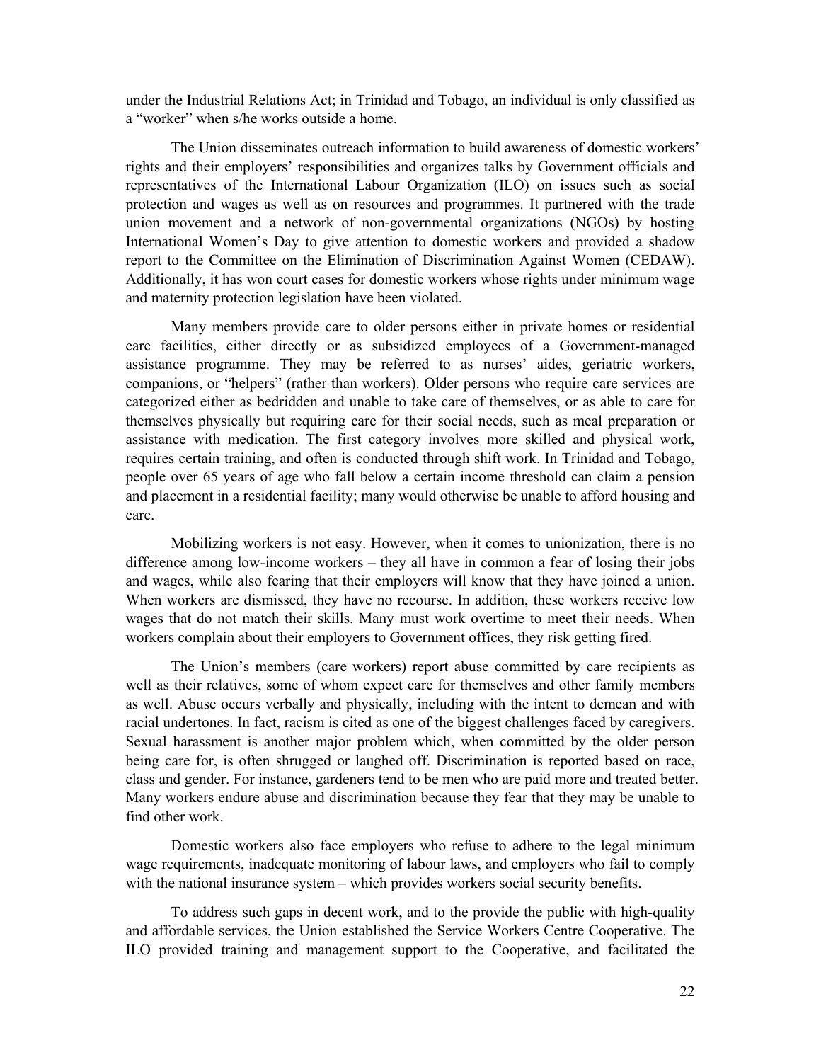under the Industrial Relations Act; in Trinidad and Tobago, an individual is only classified as a "worker" when s/he works outside a home.

The Union disseminates outreach information to build awareness of domestic workers' rights and their employers' responsibilities and organizes talks by Government officials and representatives of the International Labour Organization (ILO) on issues such as social protection and wages as well as on resources and programmes. It partnered with the trade union movement and a network of non-governmental organizations (NGOs) by hosting International Women's Day to give attention to domestic workers and provided a shadow report to the Committee on the Elimination of Discrimination Against Women (CEDAW). Additionally, it has won court cases for domestic workers whose rights under minimum wage and maternity protection legislation have been violated.

Many members provide care to older persons either in private homes or residential care facilities, either directly or as subsidized employees of a Government-managed assistance programme. They may be referred to as nurses' aides, geriatric workers, companions, or "helpers" (rather than workers). Older persons who require care services are categorized either as bedridden and unable to take care of themselves, or as able to care for themselves physically but requiring care for their social needs, such as meal preparation or assistance with medication. The first category involves more skilled and physical work, requires certain training, and often is conducted through shift work. In Trinidad and Tobago, people over 65 years of age who fall below a certain income threshold can claim a pension and placement in a residential facility; many would otherwise be unable to afford housing and care.

Mobilizing workers is not easy. However, when it comes to unionization, there is no difference among low-income workers – they all have in common a fear of losing their jobs and wages, while also fearing that their employers will know that they have joined a union. When workers are dismissed, they have no recourse. In addition, these workers receive low wages that do not match their skills. Many must work overtime to meet their needs. When workers complain about their employers to Government offices, they risk getting fired.

The Union's members (care workers) report abuse committed by care recipients as well as their relatives, some of whom expect care for themselves and other family members as well. Abuse occurs verbally and physically, including with the intent to demean and with racial undertones. In fact, racism is cited as one of the biggest challenges faced by caregivers. Sexual harassment is another major problem which, when committed by the older person being care for, is often shrugged or laughed off. Discrimination is reported based on race, class and gender. For instance, gardeners tend to be men who are paid more and treated better. Many workers endure abuse and discrimination because they fear that they may be unable to find other work.

Domestic workers also face employers who refuse to adhere to the legal minimum wage requirements, inadequate monitoring of labour laws, and employers who fail to comply with the national insurance system – which provides workers social security benefits.

To address such gaps in decent work, and to the provide the public with high-quality and affordable services, the Union established the Service Workers Centre Cooperative. The ILO provided training and management support to the Cooperative, and facilitated the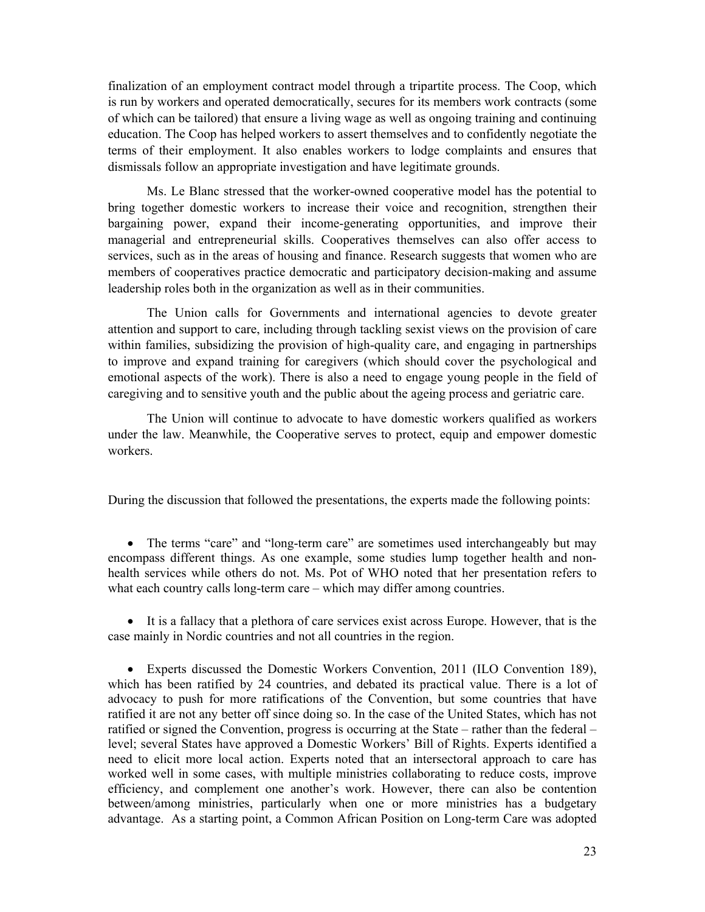finalization of an employment contract model through a tripartite process. The Coop, which is run by workers and operated democratically, secures for its members work contracts (some of which can be tailored) that ensure a living wage as well as ongoing training and continuing education. The Coop has helped workers to assert themselves and to confidently negotiate the terms of their employment. It also enables workers to lodge complaints and ensures that dismissals follow an appropriate investigation and have legitimate grounds.

Ms. Le Blanc stressed that the worker-owned cooperative model has the potential to bring together domestic workers to increase their voice and recognition, strengthen their bargaining power, expand their income-generating opportunities, and improve their managerial and entrepreneurial skills. Cooperatives themselves can also offer access to services, such as in the areas of housing and finance. Research suggests that women who are members of cooperatives practice democratic and participatory decision-making and assume leadership roles both in the organization as well as in their communities.

The Union calls for Governments and international agencies to devote greater attention and support to care, including through tackling sexist views on the provision of care within families, subsidizing the provision of high-quality care, and engaging in partnerships to improve and expand training for caregivers (which should cover the psychological and emotional aspects of the work). There is also a need to engage young people in the field of caregiving and to sensitive youth and the public about the ageing process and geriatric care.

The Union will continue to advocate to have domestic workers qualified as workers under the law. Meanwhile, the Cooperative serves to protect, equip and empower domestic workers.

During the discussion that followed the presentations, the experts made the following points:

- The terms "care" and "long-term care" are sometimes used interchangeably but may encompass different things. As one example, some studies lump together health and non-health services while others do not. Ms. Pot of WHO noted that her presentation refers to what each country calls long-term care – which may differ among countries.

- It is a fallacy that a plethora of care services exist across Europe. However, that is the case mainly in Nordic countries and not all countries in the region.

- Experts discussed the Domestic Workers Convention, 2011 (ILO Convention 189), which has been ratified by 24 countries, and debated its practical value. There is a lot of advocacy to push for more ratifications of the Convention, but some countries that have ratified it are not any better off since doing so. In the case of the United States, which has not ratified or signed the Convention, progress is occurring at the State – rather than the federal – level; several States have approved a Domestic Workers' Bill of Rights. Experts identified a need to elicit more local action. Experts noted that an intersectoral approach to care has worked well in some cases, with multiple ministries collaborating to reduce costs, improve efficiency, and complement one another's work. However, there can also be contention between/among ministries, particularly when one or more ministries has a budgetary advantage. As a starting point, a Common African Position on Long-term Care was adopted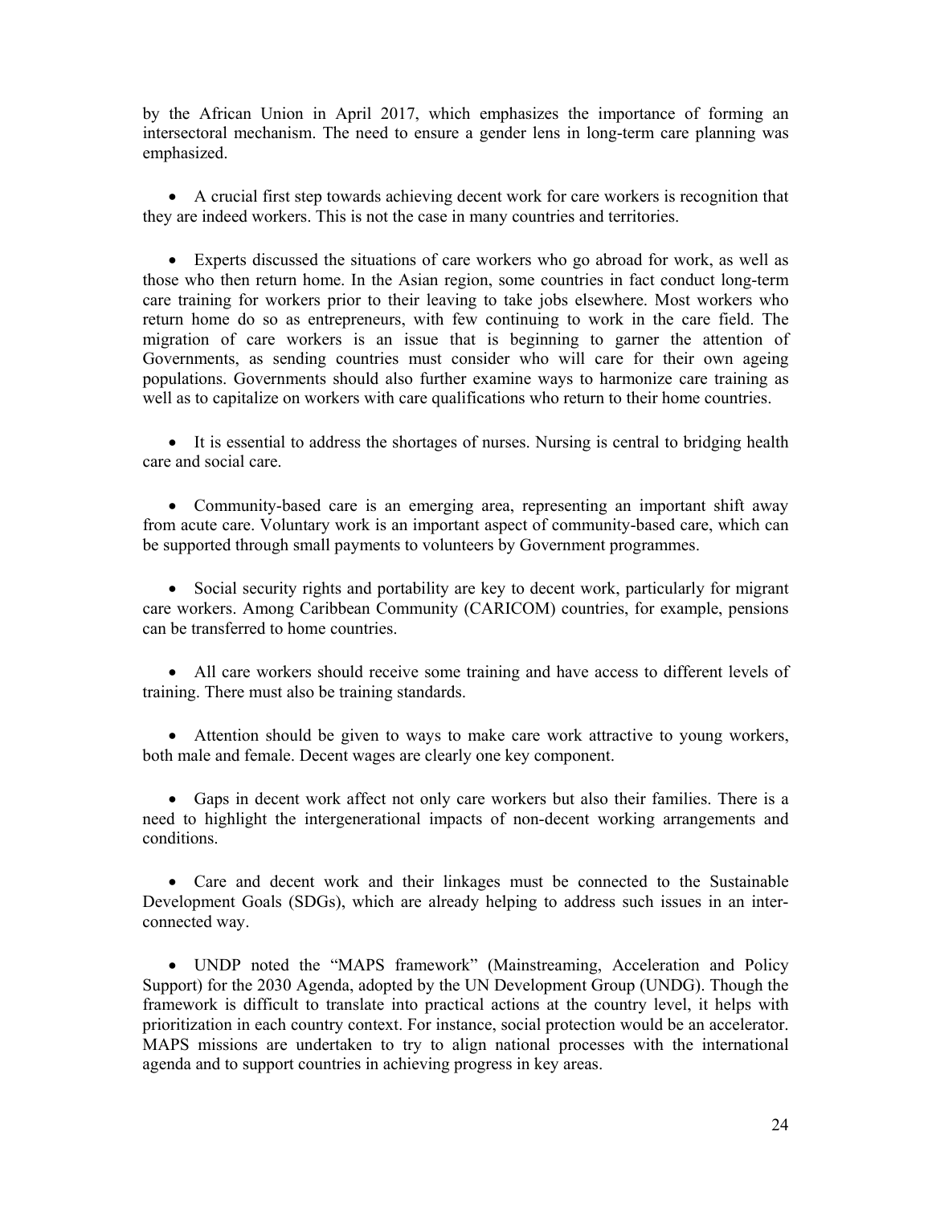by the African Union in April 2017, which emphasizes the importance of forming an intersectoral mechanism. The need to ensure a gender lens in long-term care planning was emphasized.

- A crucial first step towards achieving decent work for care workers is recognition that they are indeed workers. This is not the case in many countries and territories.

- Experts discussed the situations of care workers who go abroad for work, as well as those who then return home. In the Asian region, some countries in fact conduct long-term care training for workers prior to their leaving to take jobs elsewhere. Most workers who return home do so as entrepreneurs, with few continuing to work in the care field. The migration of care workers is an issue that is beginning to garner the attention of Governments, as sending countries must consider who will care for their own ageing populations. Governments should also further examine ways to harmonize care training as well as to capitalize on workers with care qualifications who return to their home countries.

- It is essential to address the shortages of nurses. Nursing is central to bridging health care and social care.

- Community-based care is an emerging area, representing an important shift away from acute care. Voluntary work is an important aspect of community-based care, which can be supported through small payments to volunteers by Government programmes.

- Social security rights and portability are key to decent work, particularly for migrant care workers. Among Caribbean Community (CARICOM) countries, for example, pensions can be transferred to home countries.

- All care workers should receive some training and have access to different levels of training. There must also be training standards.

- Attention should be given to ways to make care work attractive to young workers, both male and female. Decent wages are clearly one key component.

- Gaps in decent work affect not only care workers but also their families. There is a need to highlight the intergenerational impacts of non-decent working arrangements and conditions.

- Care and decent work and their linkages must be connected to the Sustainable Development Goals (SDGs), which are already helping to address such issues in an inter-connected way.

- UNDP noted the "MAPS framework" (Mainstreaming, Acceleration and Policy Support) for the 2030 Agenda, adopted by the UN Development Group (UNDG). Though the framework is difficult to translate into practical actions at the country level, it helps with prioritization in each country context. For instance, social protection would be an accelerator. MAPS missions are undertaken to try to align national processes with the international agenda and to support countries in achieving progress in key areas.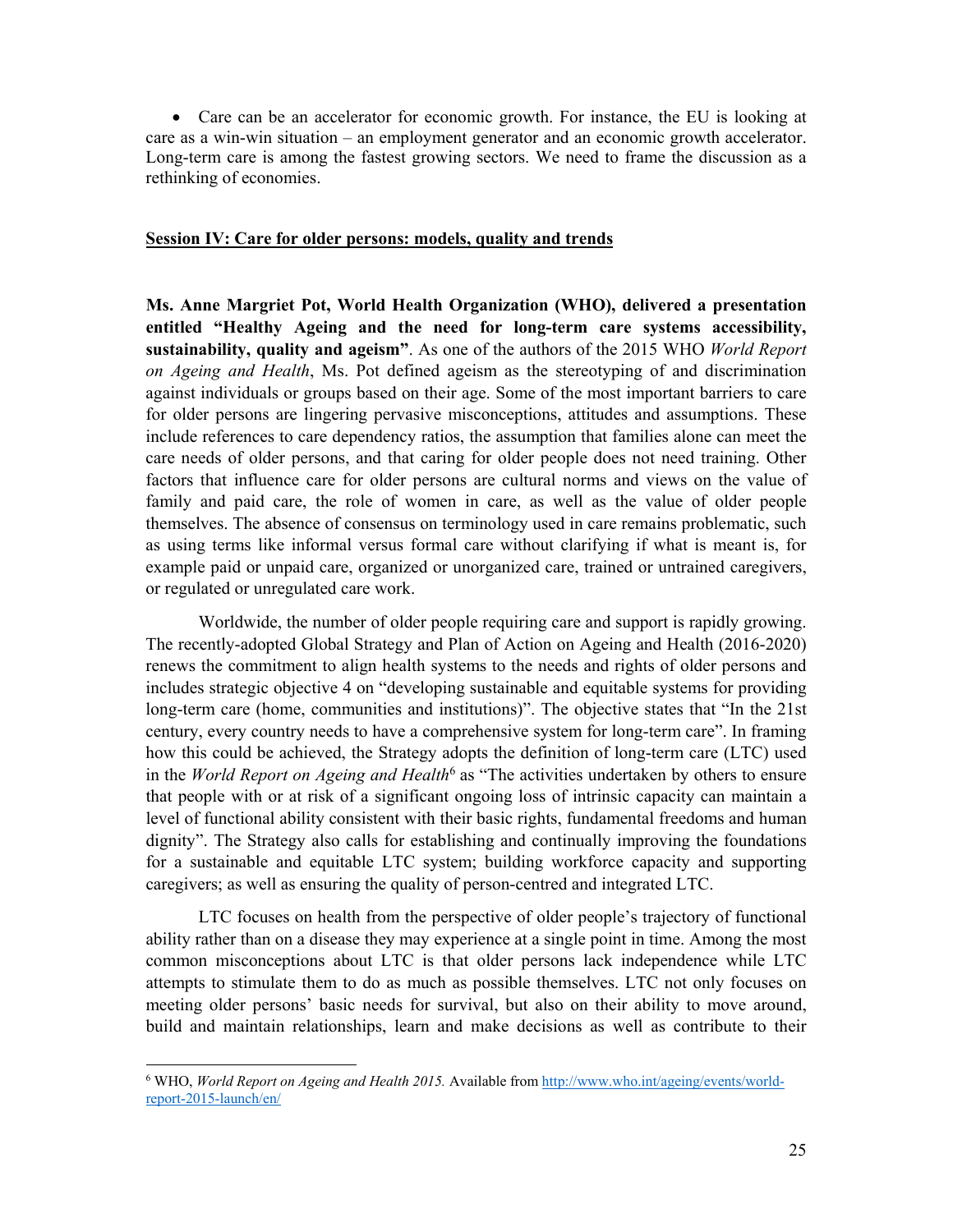- Care can be an accelerator for economic growth. For instance, the EU is looking at care as a win-win situation – an employment generator and an economic growth accelerator. Long-term care is among the fastest growing sectors. We need to frame the discussion as a rethinking of economies.

## Session IV: Care for older persons: models, quality and trends

**Ms. Anne Margriet Pot, World Health Organization (WHO), delivered a presentation entitled "Healthy Ageing and the need for long-term care systems accessibility, sustainability, quality and ageism"**. As one of the authors of the 2015 WHO *World Report on Ageing and Health*, Ms. Pot defined ageism as the stereotyping of and discrimination against individuals or groups based on their age. Some of the most important barriers to care for older persons are lingering pervasive misconceptions, attitudes and assumptions. These include references to care dependency ratios, the assumption that families alone can meet the care needs of older persons, and that caring for older people does not need training. Other factors that influence care for older persons are cultural norms and views on the value of family and paid care, the role of women in care, as well as the value of older people themselves. The absence of consensus on terminology used in care remains problematic, such as using terms like informal versus formal care without clarifying if what is meant is, for example paid or unpaid care, organized or unorganized care, trained or untrained caregivers, or regulated or unregulated care work.

Worldwide, the number of older people requiring care and support is rapidly growing. The recently-adopted Global Strategy and Plan of Action on Ageing and Health (2016-2020) renews the commitment to align health systems to the needs and rights of older persons and includes strategic objective 4 on "developing sustainable and equitable systems for providing long-term care (home, communities and institutions)". The objective states that "In the 21st century, every country needs to have a comprehensive system for long-term care". In framing how this could be achieved, the Strategy adopts the definition of long-term care (LTC) used in the *World Report on Ageing and Health*[6] as "The activities undertaken by others to ensure that people with or at risk of a significant ongoing loss of intrinsic capacity can maintain a level of functional ability consistent with their basic rights, fundamental freedoms and human dignity". The Strategy also calls for establishing and continually improving the foundations for a sustainable and equitable LTC system; building workforce capacity and supporting caregivers; as well as ensuring the quality of person-centred and integrated LTC.

LTC focuses on health from the perspective of older people's trajectory of functional ability rather than on a disease they may experience at a single point in time. Among the most common misconceptions about LTC is that older persons lack independence while LTC attempts to stimulate them to do as much as possible themselves. LTC not only focuses on meeting older persons' basic needs for survival, but also on their ability to move around, build and maintain relationships, learn and make decisions as well as contribute to their

---

[6] WHO, *World Report on Ageing and Health 2015.* Available from http://www.who.int/ageing/events/world-report-2015-launch/en/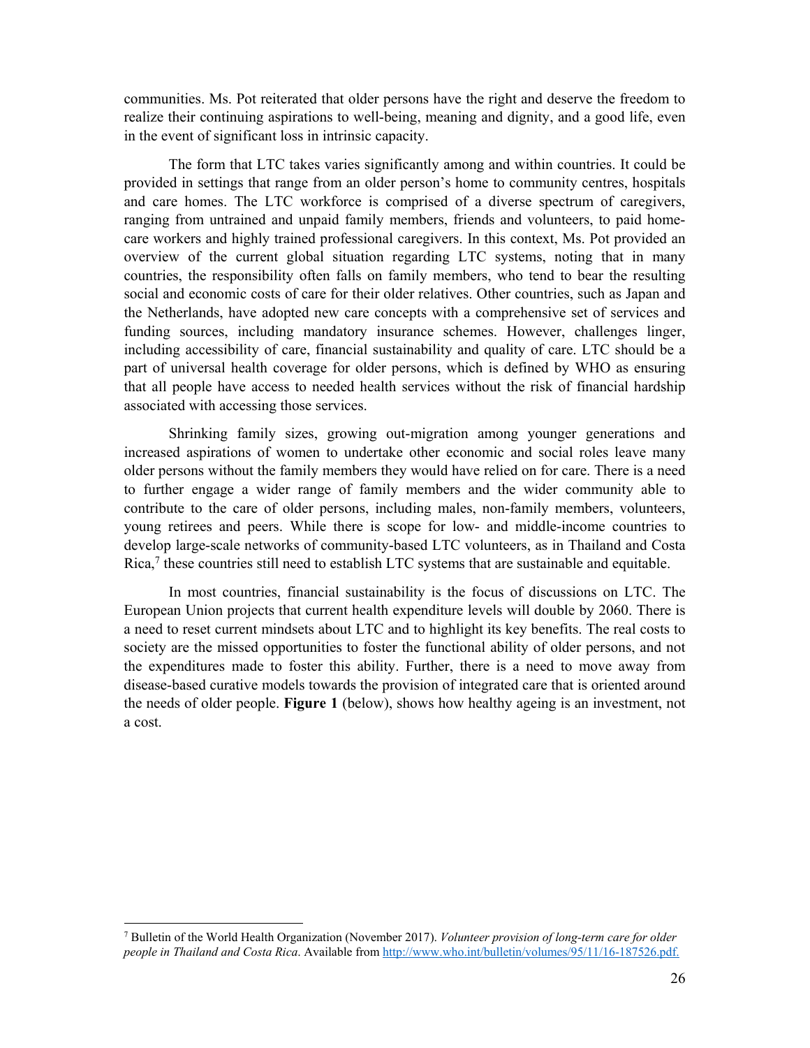communities. Ms. Pot reiterated that older persons have the right and deserve the freedom to realize their continuing aspirations to well-being, meaning and dignity, and a good life, even in the event of significant loss in intrinsic capacity.

The form that LTC takes varies significantly among and within countries. It could be provided in settings that range from an older person's home to community centres, hospitals and care homes. The LTC workforce is comprised of a diverse spectrum of caregivers, ranging from untrained and unpaid family members, friends and volunteers, to paid home-care workers and highly trained professional caregivers. In this context, Ms. Pot provided an overview of the current global situation regarding LTC systems, noting that in many countries, the responsibility often falls on family members, who tend to bear the resulting social and economic costs of care for their older relatives. Other countries, such as Japan and the Netherlands, have adopted new care concepts with a comprehensive set of services and funding sources, including mandatory insurance schemes. However, challenges linger, including accessibility of care, financial sustainability and quality of care. LTC should be a part of universal health coverage for older persons, which is defined by WHO as ensuring that all people have access to needed health services without the risk of financial hardship associated with accessing those services.

Shrinking family sizes, growing out-migration among younger generations and increased aspirations of women to undertake other economic and social roles leave many older persons without the family members they would have relied on for care. There is a need to further engage a wider range of family members and the wider community able to contribute to the care of older persons, including males, non-family members, volunteers, young retirees and peers. While there is scope for low- and middle-income countries to develop large-scale networks of community-based LTC volunteers, as in Thailand and Costa Rica,[7] these countries still need to establish LTC systems that are sustainable and equitable.

In most countries, financial sustainability is the focus of discussions on LTC. The European Union projects that current health expenditure levels will double by 2060. There is a need to reset current mindsets about LTC and to highlight its key benefits. The real costs to society are the missed opportunities to foster the functional ability of older persons, and not the expenditures made to foster this ability. Further, there is a need to move away from disease-based curative models towards the provision of integrated care that is oriented around the needs of older people. **Figure 1** (below), shows how healthy ageing is an investment, not a cost.

[7] Bulletin of the World Health Organization (November 2017). *Volunteer provision of long-term care for older people in Thailand and Costa Rica*. Available from http://www.who.int/bulletin/volumes/95/11/16-187526.pdf.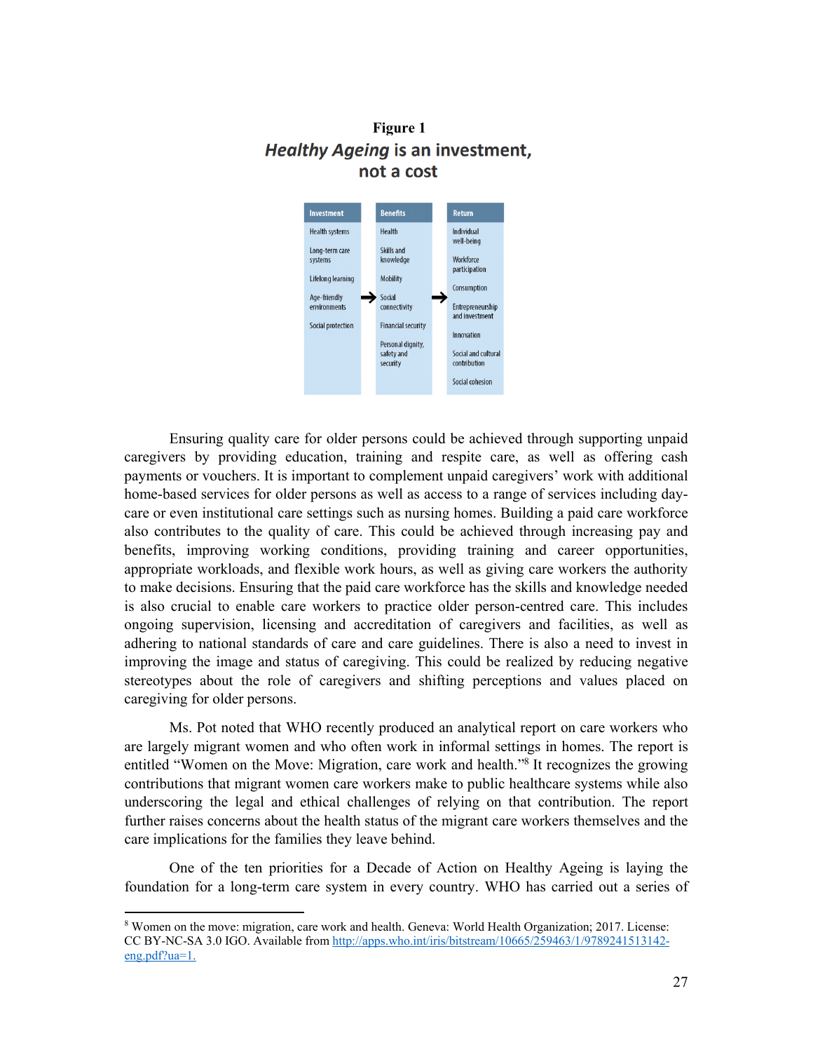**Figure 1**

***Healthy Ageing* is an investment, not a cost**

| Investment | | Benefits | | Return |
|---|---|---|---|---|
| Health systems | | Health | | Individual well-being |
| Long-term care systems | | Skills and knowledge | | Workforce participation |
| Lifelong learning | | Mobility | | Consumption |
| Age-friendly environments | → | Social connectivity | → | Entrepreneurship and investment |
| Social protection | | Financial security | | Innovation |
| | | Personal dignity, safety and security | | Social and cultural contribution |
| | | | | Social cohesion |

Ensuring quality care for older persons could be achieved through supporting unpaid caregivers by providing education, training and respite care, as well as offering cash payments or vouchers. It is important to complement unpaid caregivers' work with additional home-based services for older persons as well as access to a range of services including day-care or even institutional care settings such as nursing homes. Building a paid care workforce also contributes to the quality of care. This could be achieved through increasing pay and benefits, improving working conditions, providing training and career opportunities, appropriate workloads, and flexible work hours, as well as giving care workers the authority to make decisions. Ensuring that the paid care workforce has the skills and knowledge needed is also crucial to enable care workers to practice older person-centred care. This includes ongoing supervision, licensing and accreditation of caregivers and facilities, as well as adhering to national standards of care and care guidelines. There is also a need to invest in improving the image and status of caregiving. This could be realized by reducing negative stereotypes about the role of caregivers and shifting perceptions and values placed on caregiving for older persons.

Ms. Pot noted that WHO recently produced an analytical report on care workers who are largely migrant women and who often work in informal settings in homes. The report is entitled "Women on the Move: Migration, care work and health."[8] It recognizes the growing contributions that migrant women care workers make to public healthcare systems while also underscoring the legal and ethical challenges of relying on that contribution. The report further raises concerns about the health status of the migrant care workers themselves and the care implications for the families they leave behind.

One of the ten priorities for a Decade of Action on Healthy Ageing is laying the foundation for a long-term care system in every country. WHO has carried out a series of

---

[8] Women on the move: migration, care work and health. Geneva: World Health Organization; 2017. License: CC BY-NC-SA 3.0 IGO. Available from http://apps.who.int/iris/bitstream/10665/259463/1/9789241513142-eng.pdf?ua=1.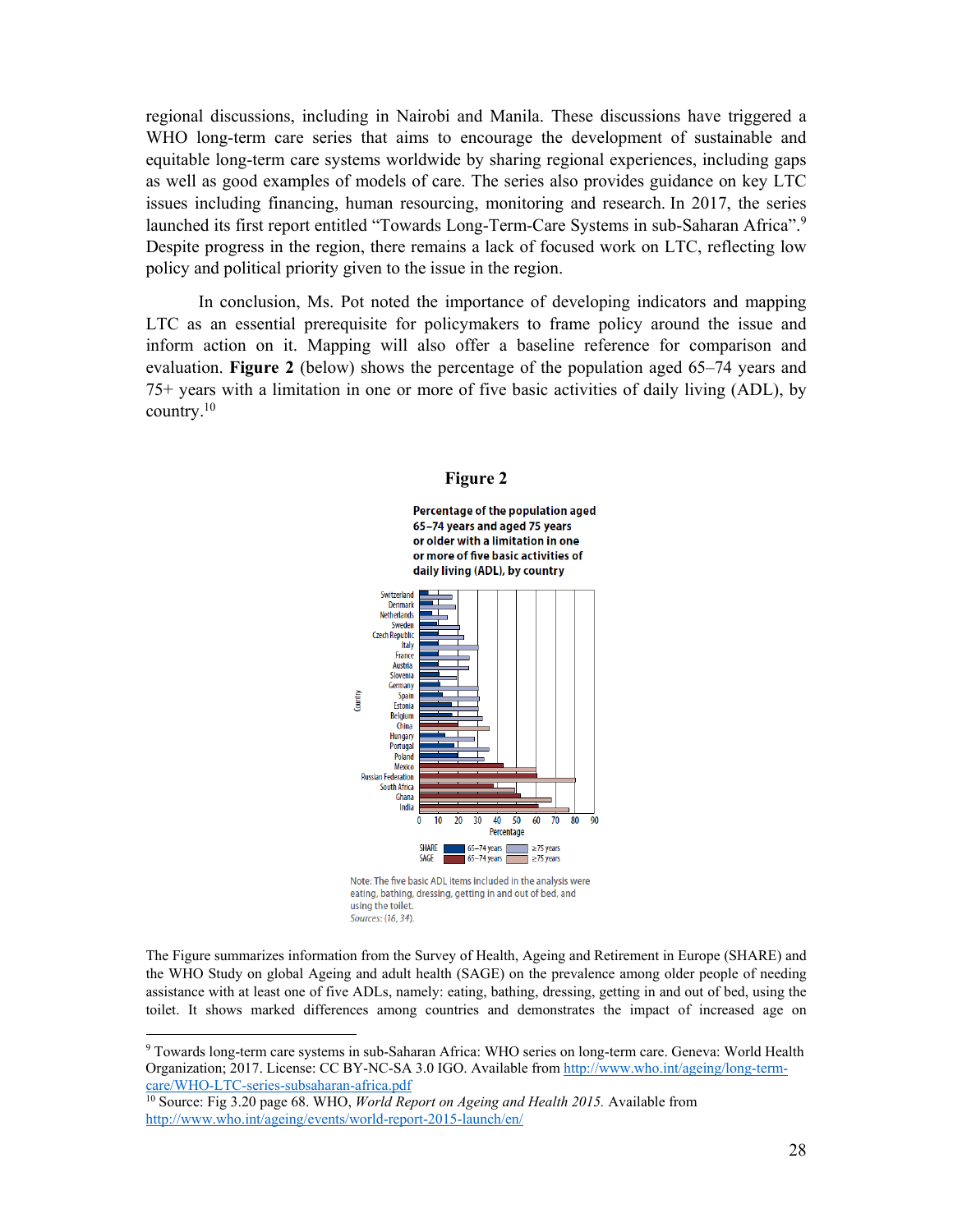regional discussions, including in Nairobi and Manila. These discussions have triggered a WHO long-term care series that aims to encourage the development of sustainable and equitable long-term care systems worldwide by sharing regional experiences, including gaps as well as good examples of models of care. The series also provides guidance on key LTC issues including financing, human resourcing, monitoring and research. In 2017, the series launched its first report entitled "Towards Long-Term-Care Systems in sub-Saharan Africa".[9] Despite progress in the region, there remains a lack of focused work on LTC, reflecting low policy and political priority given to the issue in the region.

In conclusion, Ms. Pot noted the importance of developing indicators and mapping LTC as an essential prerequisite for policymakers to frame policy around the issue and inform action on it. Mapping will also offer a baseline reference for comparison and evaluation. **Figure 2** (below) shows the percentage of the population aged 65–74 years and 75+ years with a limitation in one or more of five basic activities of daily living (ADL), by country.[10]

**Figure 2**

**Percentage of the population aged 65–74 years and aged 75 years or older with a limitation in one or more of five basic activities of daily living (ADL), by country**

Note: The five basic ADL items included in the analysis were eating, bathing, dressing, getting in and out of bed, and using the toilet.
*Sources:* (16, 34).

The Figure summarizes information from the Survey of Health, Ageing and Retirement in Europe (SHARE) and the WHO Study on global Ageing and adult health (SAGE) on the prevalence among older people of needing assistance with at least one of five ADLs, namely: eating, bathing, dressing, getting in and out of bed, using the toilet. It shows marked differences among countries and demonstrates the impact of increased age on

---

[9] Towards long-term care systems in sub-Saharan Africa: WHO series on long-term care. Geneva: World Health Organization; 2017. License: CC BY-NC-SA 3.0 IGO. Available from http://www.who.int/ageing/long-term-care/WHO-LTC-series-subsaharan-africa.pdf

[10] Source: Fig 3.20 page 68. WHO, *World Report on Ageing and Health 2015.* Available from http://www.who.int/ageing/events/world-report-2015-launch/en/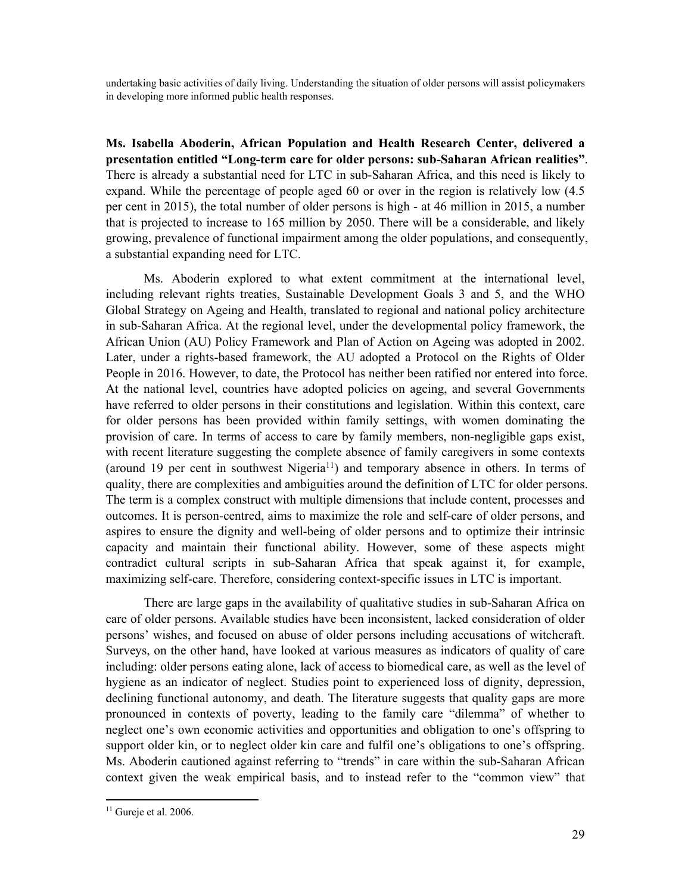undertaking basic activities of daily living. Understanding the situation of older persons will assist policymakers in developing more informed public health responses.

**Ms. Isabella Aboderin, African Population and Health Research Center, delivered a presentation entitled "Long-term care for older persons: sub-Saharan African realities"**. There is already a substantial need for LTC in sub-Saharan Africa, and this need is likely to expand. While the percentage of people aged 60 or over in the region is relatively low (4.5 per cent in 2015), the total number of older persons is high - at 46 million in 2015, a number that is projected to increase to 165 million by 2050. There will be a considerable, and likely growing, prevalence of functional impairment among the older populations, and consequently, a substantial expanding need for LTC.

Ms. Aboderin explored to what extent commitment at the international level, including relevant rights treaties, Sustainable Development Goals 3 and 5, and the WHO Global Strategy on Ageing and Health, translated to regional and national policy architecture in sub-Saharan Africa. At the regional level, under the developmental policy framework, the African Union (AU) Policy Framework and Plan of Action on Ageing was adopted in 2002. Later, under a rights-based framework, the AU adopted a Protocol on the Rights of Older People in 2016. However, to date, the Protocol has neither been ratified nor entered into force. At the national level, countries have adopted policies on ageing, and several Governments have referred to older persons in their constitutions and legislation. Within this context, care for older persons has been provided within family settings, with women dominating the provision of care. In terms of access to care by family members, non-negligible gaps exist, with recent literature suggesting the complete absence of family caregivers in some contexts (around 19 per cent in southwest Nigeria[11]) and temporary absence in others. In terms of quality, there are complexities and ambiguities around the definition of LTC for older persons. The term is a complex construct with multiple dimensions that include content, processes and outcomes. It is person-centred, aims to maximize the role and self-care of older persons, and aspires to ensure the dignity and well-being of older persons and to optimize their intrinsic capacity and maintain their functional ability. However, some of these aspects might contradict cultural scripts in sub-Saharan Africa that speak against it, for example, maximizing self-care. Therefore, considering context-specific issues in LTC is important.

There are large gaps in the availability of qualitative studies in sub-Saharan Africa on care of older persons. Available studies have been inconsistent, lacked consideration of older persons' wishes, and focused on abuse of older persons including accusations of witchcraft. Surveys, on the other hand, have looked at various measures as indicators of quality of care including: older persons eating alone, lack of access to biomedical care, as well as the level of hygiene as an indicator of neglect. Studies point to experienced loss of dignity, depression, declining functional autonomy, and death. The literature suggests that quality gaps are more pronounced in contexts of poverty, leading to the family care "dilemma" of whether to neglect one's own economic activities and opportunities and obligation to one's offspring to support older kin, or to neglect older kin care and fulfil one's obligations to one's offspring. Ms. Aboderin cautioned against referring to "trends" in care within the sub-Saharan African context given the weak empirical basis, and to instead refer to the "common view" that

[11] Gureje et al. 2006.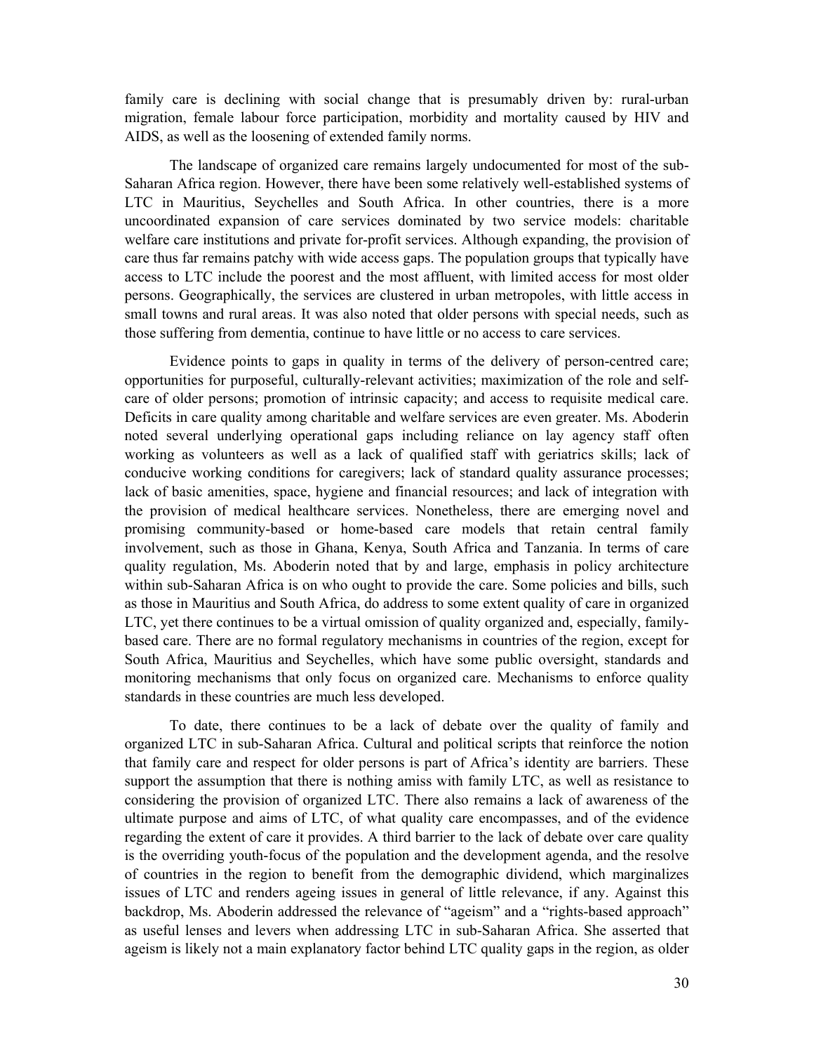family care is declining with social change that is presumably driven by: rural-urban migration, female labour force participation, morbidity and mortality caused by HIV and AIDS, as well as the loosening of extended family norms.

The landscape of organized care remains largely undocumented for most of the sub-Saharan Africa region. However, there have been some relatively well-established systems of LTC in Mauritius, Seychelles and South Africa. In other countries, there is a more uncoordinated expansion of care services dominated by two service models: charitable welfare care institutions and private for-profit services. Although expanding, the provision of care thus far remains patchy with wide access gaps. The population groups that typically have access to LTC include the poorest and the most affluent, with limited access for most older persons. Geographically, the services are clustered in urban metropoles, with little access in small towns and rural areas. It was also noted that older persons with special needs, such as those suffering from dementia, continue to have little or no access to care services.

Evidence points to gaps in quality in terms of the delivery of person-centred care; opportunities for purposeful, culturally-relevant activities; maximization of the role and self-care of older persons; promotion of intrinsic capacity; and access to requisite medical care. Deficits in care quality among charitable and welfare services are even greater. Ms. Aboderin noted several underlying operational gaps including reliance on lay agency staff often working as volunteers as well as a lack of qualified staff with geriatrics skills; lack of conducive working conditions for caregivers; lack of standard quality assurance processes; lack of basic amenities, space, hygiene and financial resources; and lack of integration with the provision of medical healthcare services. Nonetheless, there are emerging novel and promising community-based or home-based care models that retain central family involvement, such as those in Ghana, Kenya, South Africa and Tanzania. In terms of care quality regulation, Ms. Aboderin noted that by and large, emphasis in policy architecture within sub-Saharan Africa is on who ought to provide the care. Some policies and bills, such as those in Mauritius and South Africa, do address to some extent quality of care in organized LTC, yet there continues to be a virtual omission of quality organized and, especially, family-based care. There are no formal regulatory mechanisms in countries of the region, except for South Africa, Mauritius and Seychelles, which have some public oversight, standards and monitoring mechanisms that only focus on organized care. Mechanisms to enforce quality standards in these countries are much less developed.

To date, there continues to be a lack of debate over the quality of family and organized LTC in sub-Saharan Africa. Cultural and political scripts that reinforce the notion that family care and respect for older persons is part of Africa's identity are barriers. These support the assumption that there is nothing amiss with family LTC, as well as resistance to considering the provision of organized LTC. There also remains a lack of awareness of the ultimate purpose and aims of LTC, of what quality care encompasses, and of the evidence regarding the extent of care it provides. A third barrier to the lack of debate over care quality is the overriding youth-focus of the population and the development agenda, and the resolve of countries in the region to benefit from the demographic dividend, which marginalizes issues of LTC and renders ageing issues in general of little relevance, if any. Against this backdrop, Ms. Aboderin addressed the relevance of "ageism" and a "rights-based approach" as useful lenses and levers when addressing LTC in sub-Saharan Africa. She asserted that ageism is likely not a main explanatory factor behind LTC quality gaps in the region, as older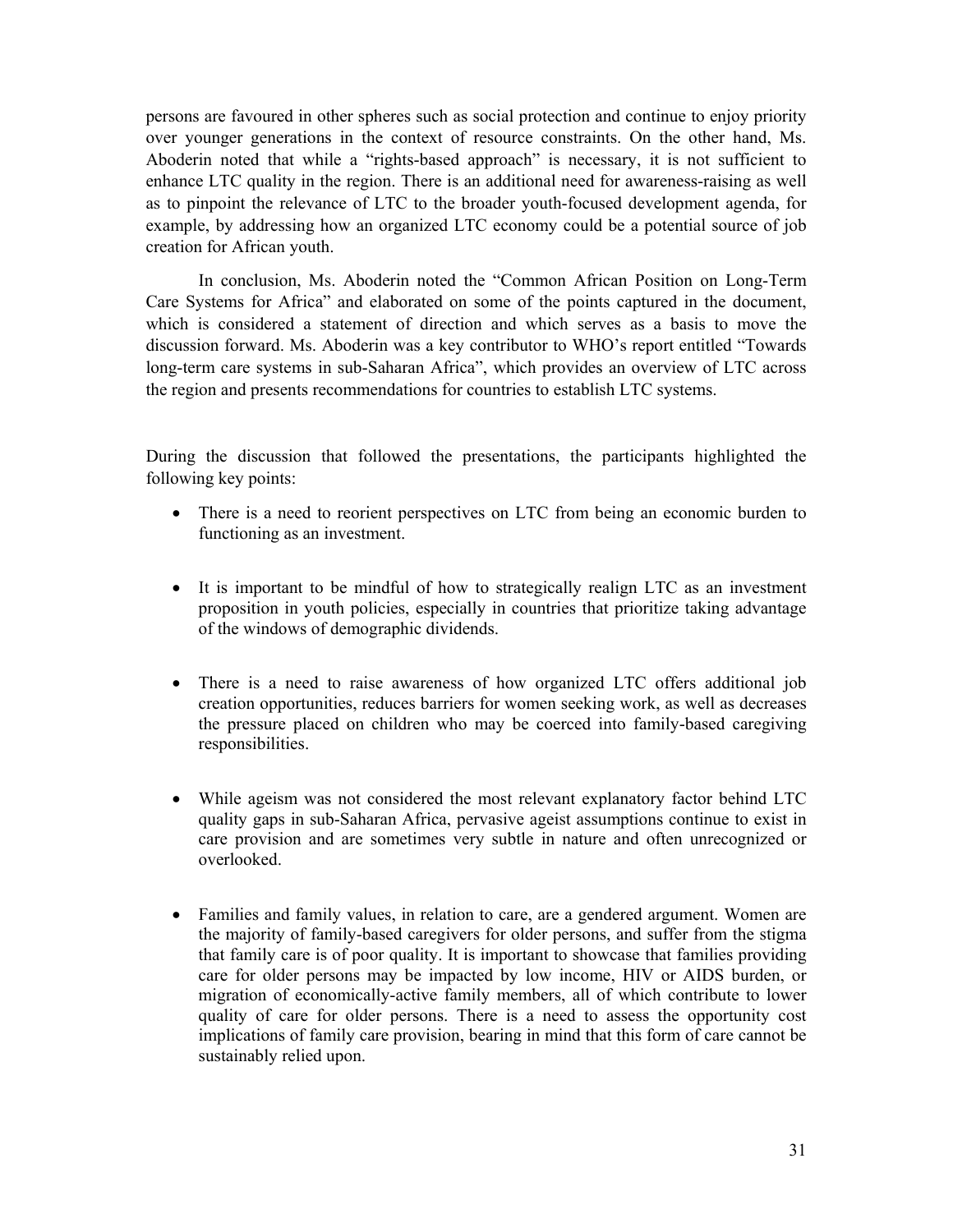persons are favoured in other spheres such as social protection and continue to enjoy priority over younger generations in the context of resource constraints. On the other hand, Ms. Aboderin noted that while a "rights-based approach" is necessary, it is not sufficient to enhance LTC quality in the region. There is an additional need for awareness-raising as well as to pinpoint the relevance of LTC to the broader youth-focused development agenda, for example, by addressing how an organized LTC economy could be a potential source of job creation for African youth.

In conclusion, Ms. Aboderin noted the "Common African Position on Long-Term Care Systems for Africa" and elaborated on some of the points captured in the document, which is considered a statement of direction and which serves as a basis to move the discussion forward. Ms. Aboderin was a key contributor to WHO's report entitled "Towards long-term care systems in sub-Saharan Africa", which provides an overview of LTC across the region and presents recommendations for countries to establish LTC systems.

During the discussion that followed the presentations, the participants highlighted the following key points:

- There is a need to reorient perspectives on LTC from being an economic burden to functioning as an investment.

- It is important to be mindful of how to strategically realign LTC as an investment proposition in youth policies, especially in countries that prioritize taking advantage of the windows of demographic dividends.

- There is a need to raise awareness of how organized LTC offers additional job creation opportunities, reduces barriers for women seeking work, as well as decreases the pressure placed on children who may be coerced into family-based caregiving responsibilities.

- While ageism was not considered the most relevant explanatory factor behind LTC quality gaps in sub-Saharan Africa, pervasive ageist assumptions continue to exist in care provision and are sometimes very subtle in nature and often unrecognized or overlooked.

- Families and family values, in relation to care, are a gendered argument. Women are the majority of family-based caregivers for older persons, and suffer from the stigma that family care is of poor quality. It is important to showcase that families providing care for older persons may be impacted by low income, HIV or AIDS burden, or migration of economically-active family members, all of which contribute to lower quality of care for older persons. There is a need to assess the opportunity cost implications of family care provision, bearing in mind that this form of care cannot be sustainably relied upon.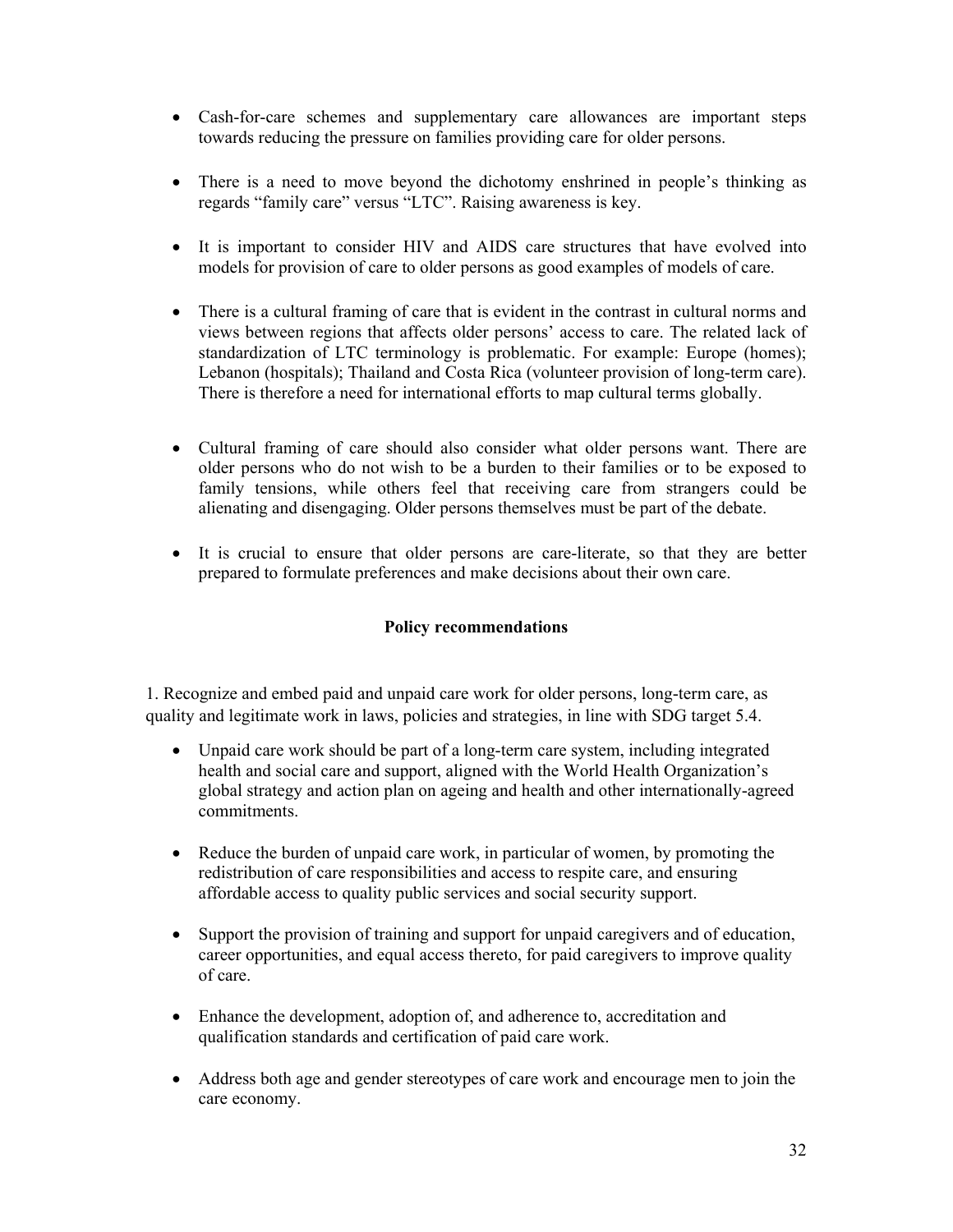- Cash-for-care schemes and supplementary care allowances are important steps towards reducing the pressure on families providing care for older persons.

- There is a need to move beyond the dichotomy enshrined in people's thinking as regards "family care" versus "LTC". Raising awareness is key.

- It is important to consider HIV and AIDS care structures that have evolved into models for provision of care to older persons as good examples of models of care.

- There is a cultural framing of care that is evident in the contrast in cultural norms and views between regions that affects older persons' access to care. The related lack of standardization of LTC terminology is problematic. For example: Europe (homes); Lebanon (hospitals); Thailand and Costa Rica (volunteer provision of long-term care). There is therefore a need for international efforts to map cultural terms globally.

- Cultural framing of care should also consider what older persons want. There are older persons who do not wish to be a burden to their families or to be exposed to family tensions, while others feel that receiving care from strangers could be alienating and disengaging. Older persons themselves must be part of the debate.

- It is crucial to ensure that older persons are care-literate, so that they are better prepared to formulate preferences and make decisions about their own care.

**Policy recommendations**

1. Recognize and embed paid and unpaid care work for older persons, long-term care, as quality and legitimate work in laws, policies and strategies, in line with SDG target 5.4.

- Unpaid care work should be part of a long-term care system, including integrated health and social care and support, aligned with the World Health Organization's global strategy and action plan on ageing and health and other internationally-agreed commitments.

- Reduce the burden of unpaid care work, in particular of women, by promoting the redistribution of care responsibilities and access to respite care, and ensuring affordable access to quality public services and social security support.

- Support the provision of training and support for unpaid caregivers and of education, career opportunities, and equal access thereto, for paid caregivers to improve quality of care.

- Enhance the development, adoption of, and adherence to, accreditation and qualification standards and certification of paid care work.

- Address both age and gender stereotypes of care work and encourage men to join the care economy.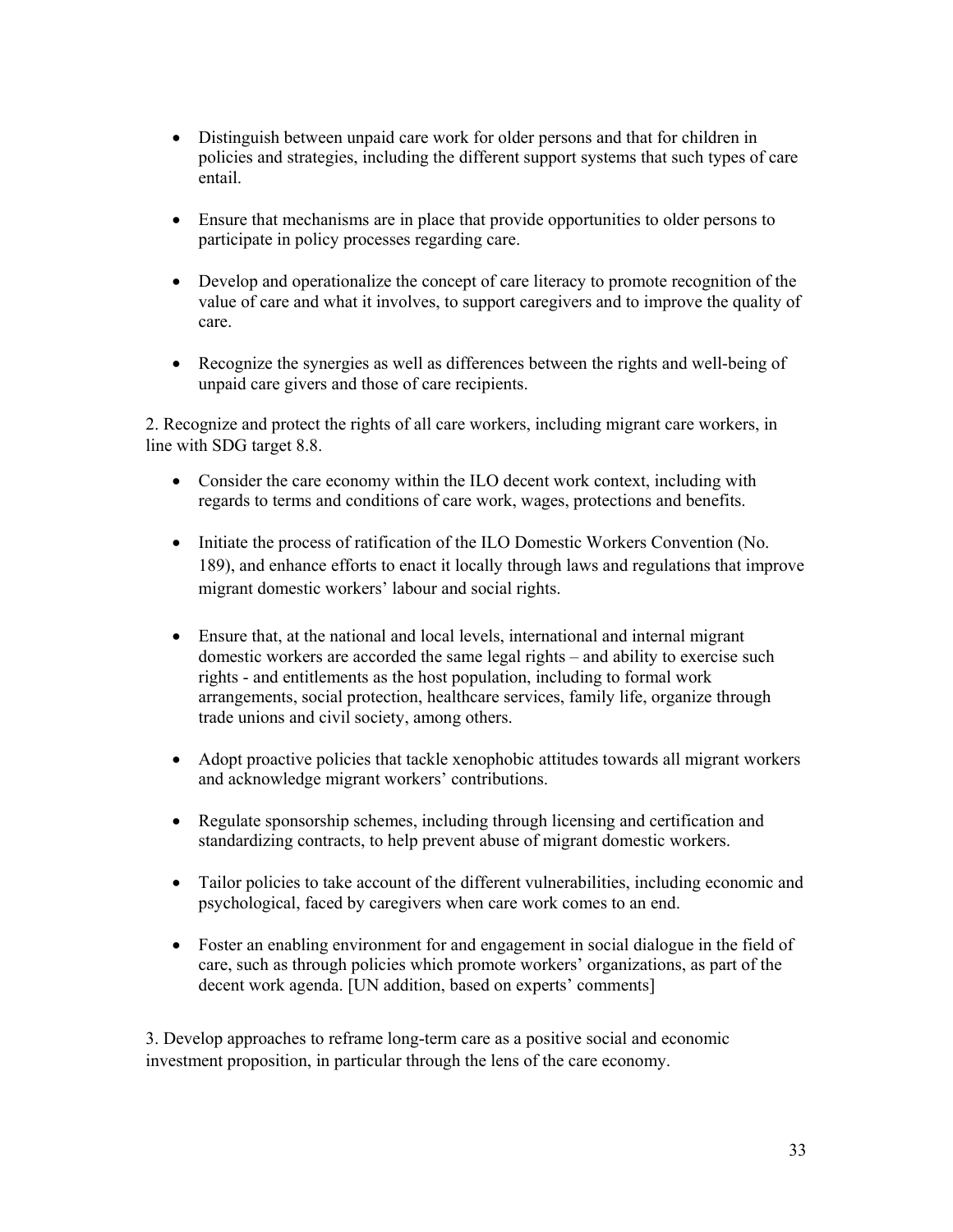- Distinguish between unpaid care work for older persons and that for children in policies and strategies, including the different support systems that such types of care entail.

- Ensure that mechanisms are in place that provide opportunities to older persons to participate in policy processes regarding care.

- Develop and operationalize the concept of care literacy to promote recognition of the value of care and what it involves, to support caregivers and to improve the quality of care.

- Recognize the synergies as well as differences between the rights and well-being of unpaid care givers and those of care recipients.

2. Recognize and protect the rights of all care workers, including migrant care workers, in line with SDG target 8.8.

- Consider the care economy within the ILO decent work context, including with regards to terms and conditions of care work, wages, protections and benefits.

- Initiate the process of ratification of the ILO Domestic Workers Convention (No. 189), and enhance efforts to enact it locally through laws and regulations that improve migrant domestic workers' labour and social rights.

- Ensure that, at the national and local levels, international and internal migrant domestic workers are accorded the same legal rights – and ability to exercise such rights - and entitlements as the host population, including to formal work arrangements, social protection, healthcare services, family life, organize through trade unions and civil society, among others.

- Adopt proactive policies that tackle xenophobic attitudes towards all migrant workers and acknowledge migrant workers' contributions.

- Regulate sponsorship schemes, including through licensing and certification and standardizing contracts, to help prevent abuse of migrant domestic workers.

- Tailor policies to take account of the different vulnerabilities, including economic and psychological, faced by caregivers when care work comes to an end.

- Foster an enabling environment for and engagement in social dialogue in the field of care, such as through policies which promote workers' organizations, as part of the decent work agenda. [UN addition, based on experts' comments]

3. Develop approaches to reframe long-term care as a positive social and economic investment proposition, in particular through the lens of the care economy.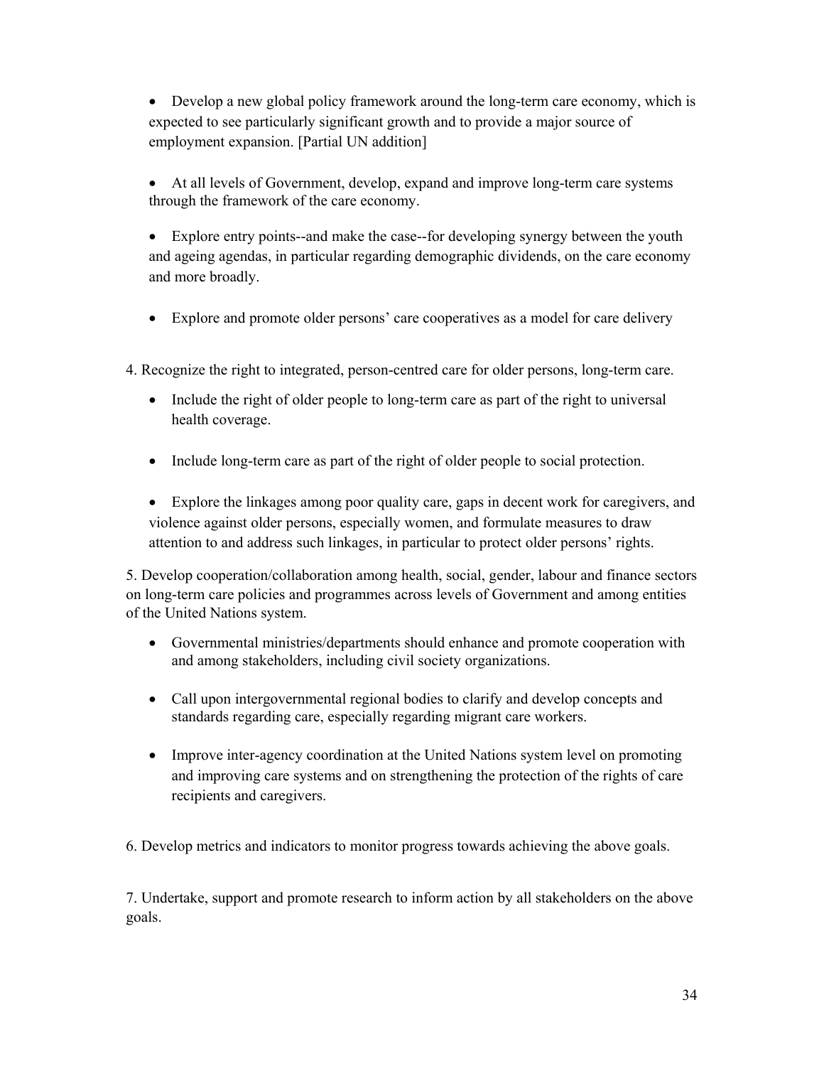- Develop a new global policy framework around the long-term care economy, which is expected to see particularly significant growth and to provide a major source of employment expansion. [Partial UN addition]

- At all levels of Government, develop, expand and improve long-term care systems through the framework of the care economy.

- Explore entry points--and make the case--for developing synergy between the youth and ageing agendas, in particular regarding demographic dividends, on the care economy and more broadly.

- Explore and promote older persons' care cooperatives as a model for care delivery

4. Recognize the right to integrated, person-centred care for older persons, long-term care.

- Include the right of older people to long-term care as part of the right to universal health coverage.

- Include long-term care as part of the right of older people to social protection.

- Explore the linkages among poor quality care, gaps in decent work for caregivers, and violence against older persons, especially women, and formulate measures to draw attention to and address such linkages, in particular to protect older persons' rights.

5. Develop cooperation/collaboration among health, social, gender, labour and finance sectors on long-term care policies and programmes across levels of Government and among entities of the United Nations system.

- Governmental ministries/departments should enhance and promote cooperation with and among stakeholders, including civil society organizations.

- Call upon intergovernmental regional bodies to clarify and develop concepts and standards regarding care, especially regarding migrant care workers.

- Improve inter-agency coordination at the United Nations system level on promoting and improving care systems and on strengthening the protection of the rights of care recipients and caregivers.

6. Develop metrics and indicators to monitor progress towards achieving the above goals.

7. Undertake, support and promote research to inform action by all stakeholders on the above goals.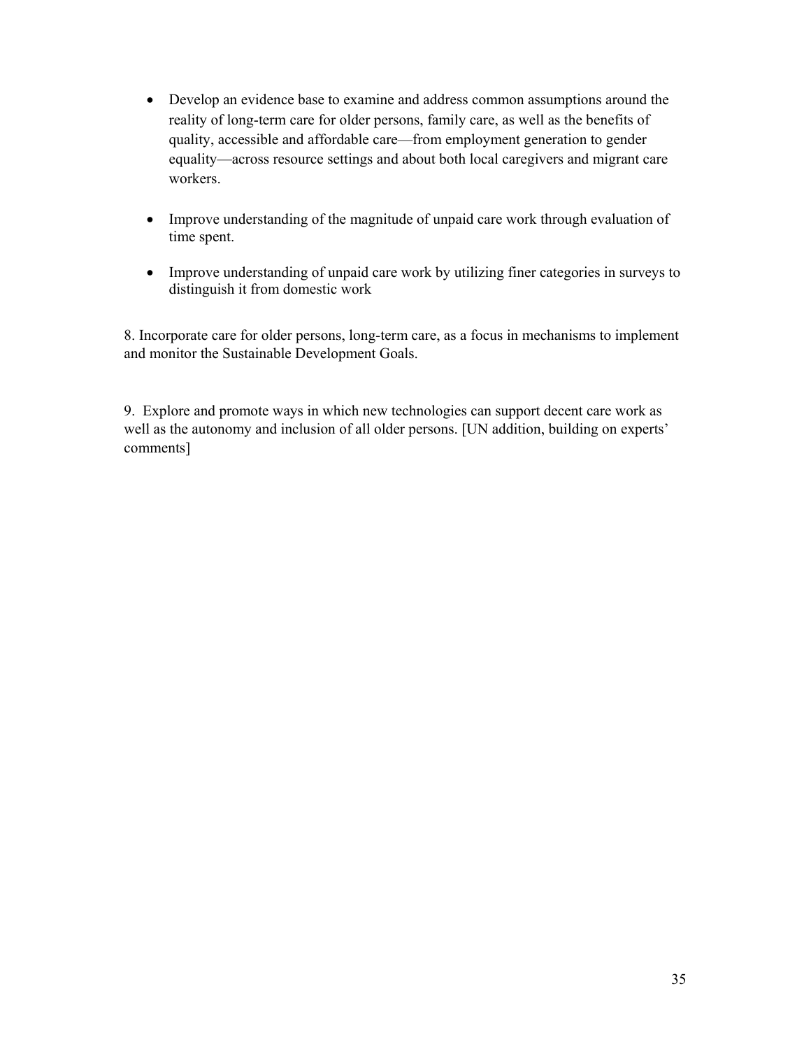- Develop an evidence base to examine and address common assumptions around the reality of long-term care for older persons, family care, as well as the benefits of quality, accessible and affordable care—from employment generation to gender equality—across resource settings and about both local caregivers and migrant care workers.

- Improve understanding of the magnitude of unpaid care work through evaluation of time spent.

- Improve understanding of unpaid care work by utilizing finer categories in surveys to distinguish it from domestic work

8. Incorporate care for older persons, long-term care, as a focus in mechanisms to implement and monitor the Sustainable Development Goals.

9. Explore and promote ways in which new technologies can support decent care work as well as the autonomy and inclusion of all older persons. [UN addition, building on experts' comments]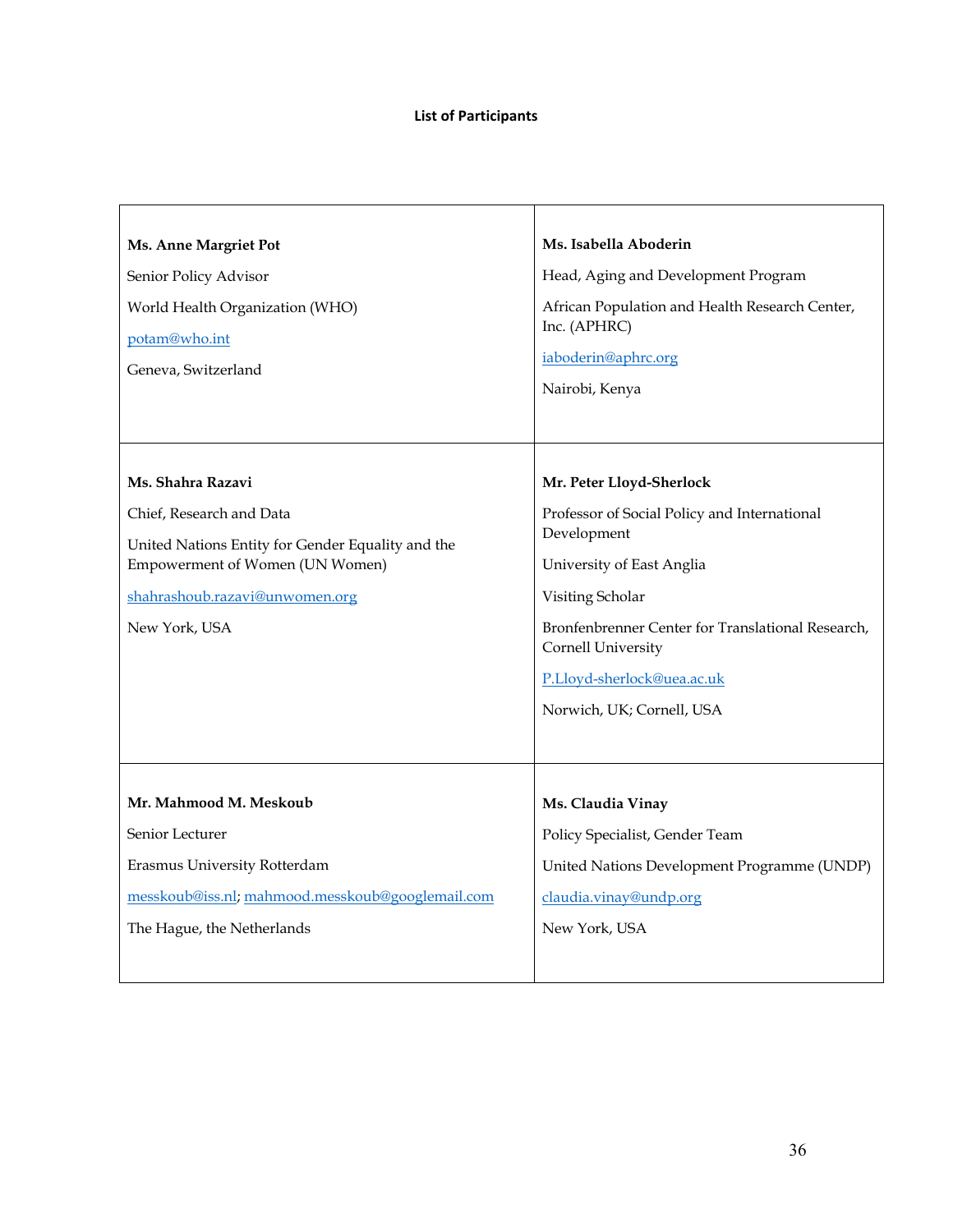**List of Participants**

| | |
|---|---|
| **Ms. Anne Margriet Pot**<br><br>Senior Policy Advisor<br><br>World Health Organization (WHO)<br><br>potam@who.int<br><br>Geneva, Switzerland | **Ms. Isabella Aboderin**<br><br>Head, Aging and Development Program<br><br>African Population and Health Research Center, Inc. (APHRC)<br><br>iaboderin@aphrc.org<br><br>Nairobi, Kenya |
| **Ms. Shahra Razavi**<br><br>Chief, Research and Data<br><br>United Nations Entity for Gender Equality and the Empowerment of Women (UN Women)<br><br>shahrashoub.razavi@unwomen.org<br><br>New York, USA | **Mr. Peter Lloyd-Sherlock**<br><br>Professor of Social Policy and International Development<br><br>University of East Anglia<br><br>Visiting Scholar<br><br>Bronfenbrenner Center for Translational Research, Cornell University<br><br>P.Lloyd-sherlock@uea.ac.uk<br><br>Norwich, UK; Cornell, USA |
| **Mr. Mahmood M. Meskoub**<br><br>Senior Lecturer<br><br>Erasmus University Rotterdam<br><br>messkoub@iss.nl; mahmood.messkoub@googlemail.com<br><br>The Hague, the Netherlands | **Ms. Claudia Vinay**<br><br>Policy Specialist, Gender Team<br><br>United Nations Development Programme (UNDP)<br><br>claudia.vinay@undp.org<br><br>New York, USA |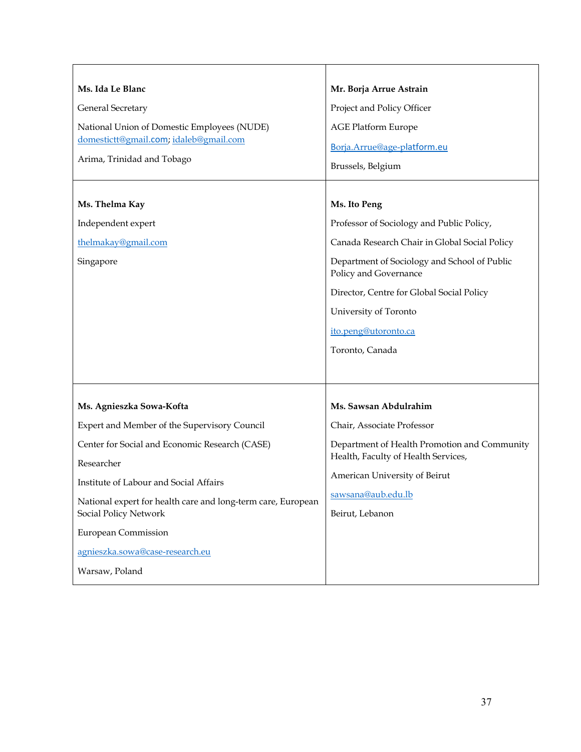| | |
|---|---|
| **Ms. Ida Le Blanc**<br><br>General Secretary<br><br>National Union of Domestic Employees (NUDE) domestictt@gmail.com; idaleb@gmail.com<br><br>Arima, Trinidad and Tobago | **Mr. Borja Arrue Astrain**<br><br>Project and Policy Officer<br><br>AGE Platform Europe<br><br>Borja.Arrue@age-platform.eu<br><br>Brussels, Belgium |
| **Ms. Thelma Kay**<br><br>Independent expert<br><br>thelmakay@gmail.com<br><br>Singapore | **Ms. Ito Peng**<br><br>Professor of Sociology and Public Policy,<br><br>Canada Research Chair in Global Social Policy<br><br>Department of Sociology and School of Public Policy and Governance<br><br>Director, Centre for Global Social Policy<br><br>University of Toronto<br><br>ito.peng@utoronto.ca<br><br>Toronto, Canada |
| **Ms. Agnieszka Sowa-Kofta**<br><br>Expert and Member of the Supervisory Council<br><br>Center for Social and Economic Research (CASE)<br><br>Researcher<br><br>Institute of Labour and Social Affairs<br><br>National expert for health care and long-term care, European Social Policy Network<br><br>European Commission<br><br>agnieszka.sowa@case-research.eu<br><br>Warsaw, Poland | **Ms. Sawsan Abdulrahim**<br><br>Chair, Associate Professor<br><br>Department of Health Promotion and Community Health, Faculty of Health Services,<br><br>American University of Beirut<br><br>sawsana@aub.edu.lb<br><br>Beirut, Lebanon |